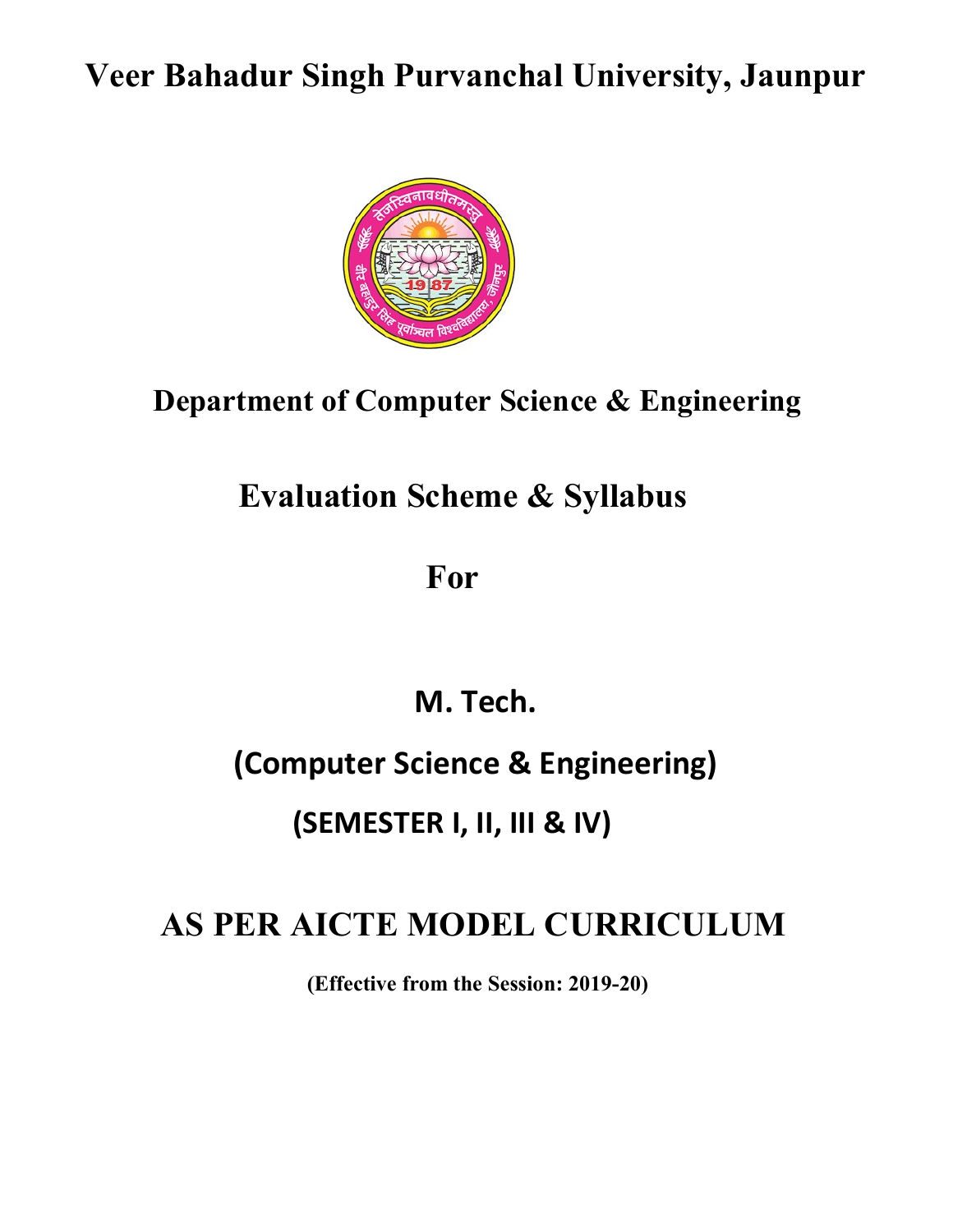# Veer Bahadur Singh Purvanchal University, Jaunpur

## Department of Computer Science & Engineering

## Evaluation Scheme & Syllabus

## For

## M. Tech.

## (Computer Science & Engineering)

## (SEMESTER I, II, III & IV)

# AS PER AICTE MODEL CURRICULUM

**(Effective from the Session: 2019-20)**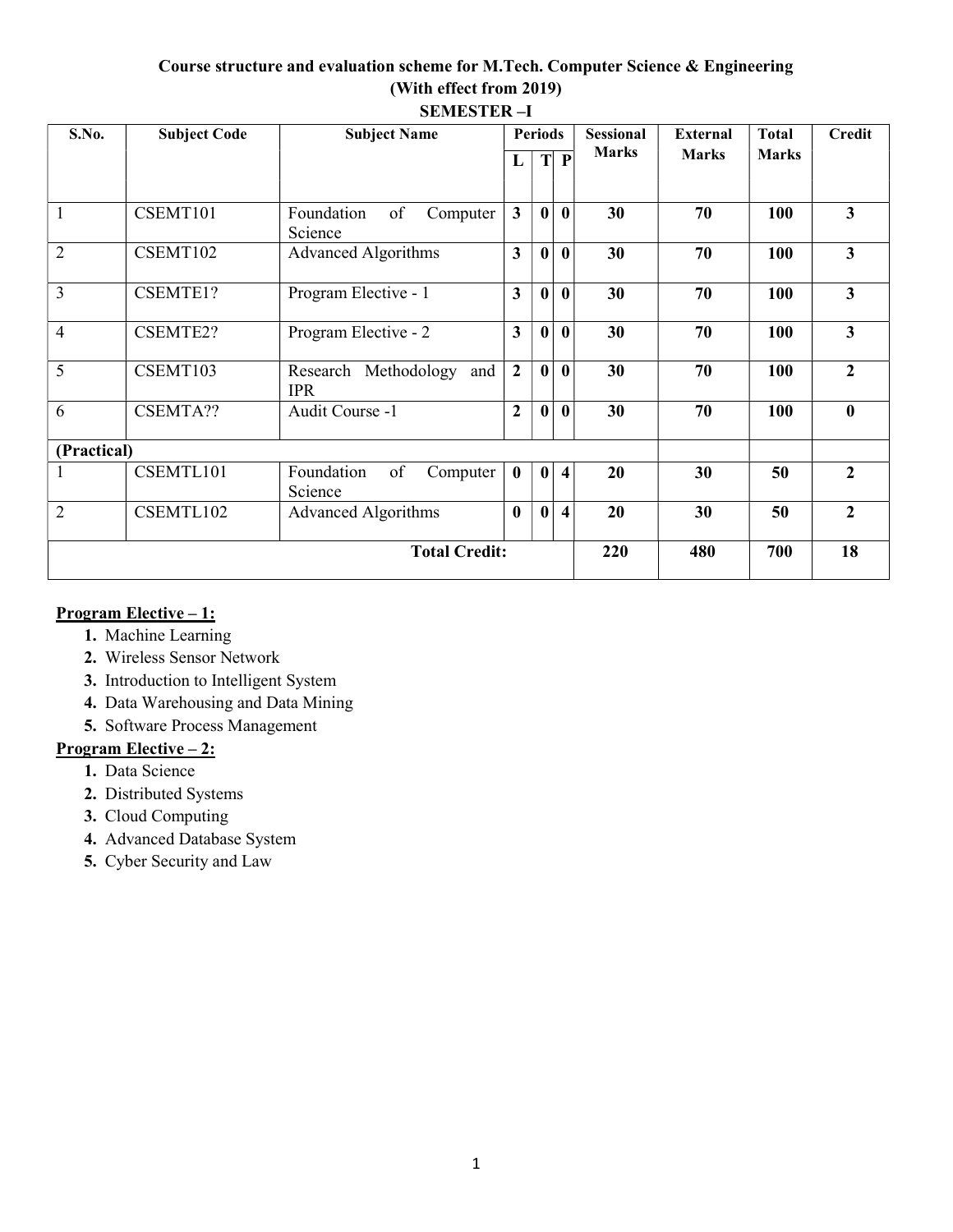**Course structure and evaluation scheme for M.Tech. Computer Science & Engineering**
**(With effect from 2019)**

**SEMESTER –I**

| S.No. | Subject Code | Subject Name | Periods | | | Sessional Marks | External Marks | Total Marks | Credit |
|---|---|---|---|---|---|---|---|---|---|
| | | | L | T | P | | | | |
| 1 | CSEMT101 | Foundation of Computer Science | 3 | 0 | 0 | 30 | 70 | 100 | 3 |
| 2 | CSEMT102 | Advanced Algorithms | 3 | 0 | 0 | 30 | 70 | 100 | 3 |
| 3 | CSEMTE1? | Program Elective - 1 | 3 | 0 | 0 | 30 | 70 | 100 | 3 |
| 4 | CSEMTE2? | Program Elective - 2 | 3 | 0 | 0 | 30 | 70 | 100 | 3 |
| 5 | CSEMT103 | Research Methodology and IPR | 2 | 0 | 0 | 30 | 70 | 100 | 2 |
| 6 | CSEMTA?? | Audit Course -1 | 2 | 0 | 0 | 30 | 70 | 100 | 0 |
| **(Practical)** | | | | | | | | | |
| 1 | CSEMTL101 | Foundation of Computer Science | 0 | 0 | 4 | 20 | 30 | 50 | 2 |
| 2 | CSEMTL102 | Advanced Algorithms | 0 | 0 | 4 | 20 | 30 | 50 | 2 |
| | | **Total Credit:** | | | | 220 | 480 | 700 | 18 |

**Program Elective – 1:**

1. Machine Learning
2. Wireless Sensor Network
3. Introduction to Intelligent System
4. Data Warehousing and Data Mining
5. Software Process Management

**Program Elective – 2:**

1. Data Science
2. Distributed Systems
3. Cloud Computing
4. Advanced Database System
5. Cyber Security and Law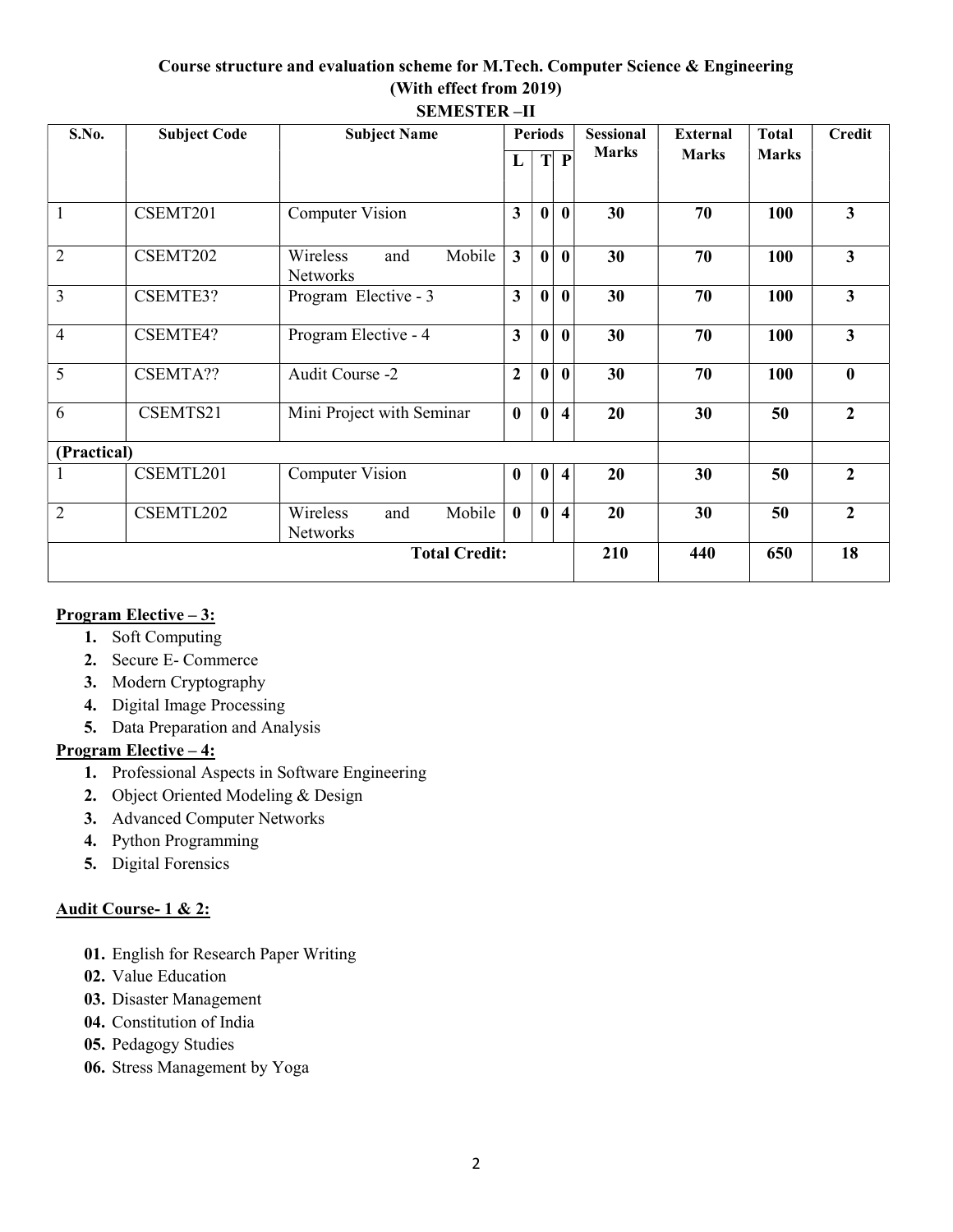**Course structure and evaluation scheme for M.Tech. Computer Science & Engineering**
**(With effect from 2019)**

**SEMESTER –II**

| S.No. | Subject Code | Subject Name | Periods | | | Sessional Marks | External Marks | Total Marks | Credit |
|---|---|---|---|---|---|---|---|---|---|
| | | | L | T | P | | | | |
| 1 | CSEMT201 | Computer Vision | 3 | 0 | 0 | 30 | 70 | 100 | 3 |
| 2 | CSEMT202 | Wireless and Mobile Networks | 3 | 0 | 0 | 30 | 70 | 100 | 3 |
| 3 | CSEMTE3? | Program Elective - 3 | 3 | 0 | 0 | 30 | 70 | 100 | 3 |
| 4 | CSEMTE4? | Program Elective - 4 | 3 | 0 | 0 | 30 | 70 | 100 | 3 |
| 5 | CSEMTA?? | Audit Course -2 | 2 | 0 | 0 | 30 | 70 | 100 | 0 |
| 6 | CSEMTS21 | Mini Project with Seminar | 0 | 0 | 4 | 20 | 30 | 50 | 2 |
| **(Practical)** | | | | | | | | | |
| 1 | CSEMTL201 | Computer Vision | 0 | 0 | 4 | 20 | 30 | 50 | 2 |
| 2 | CSEMTL202 | Wireless and Mobile Networks | 0 | 0 | 4 | 20 | 30 | 50 | 2 |
| | | **Total Credit:** | | | | **210** | **440** | **650** | **18** |

**Program Elective – 3:**

1. Soft Computing
2. Secure E- Commerce
3. Modern Cryptography
4. Digital Image Processing
5. Data Preparation and Analysis

**Program Elective – 4:**

1. Professional Aspects in Software Engineering
2. Object Oriented Modeling & Design
3. Advanced Computer Networks
4. Python Programming
5. Digital Forensics

**Audit Course- 1 & 2:**

01. English for Research Paper Writing
02. Value Education
03. Disaster Management
04. Constitution of India
05. Pedagogy Studies
06. Stress Management by Yoga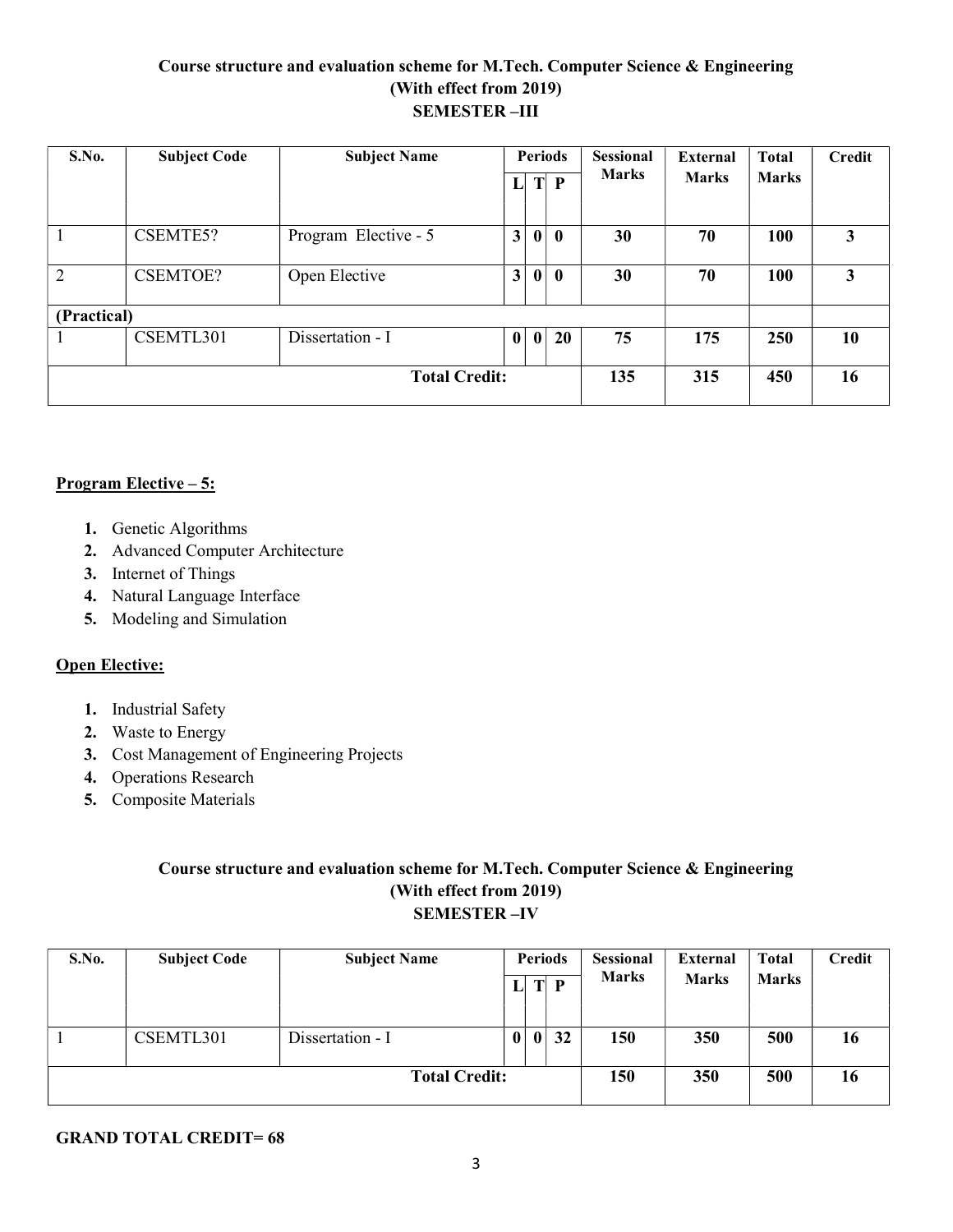## Course structure and evaluation scheme for M.Tech. Computer Science & Engineering
## (With effect from 2019)
## SEMESTER –III

| S.No. | Subject Code | Subject Name | Periods | | | Sessional Marks | External Marks | Total Marks | Credit |
|---|---|---|---|---|---|---|---|---|---|
| | | | L | T | P | | | | |
| 1 | CSEMTE5? | Program Elective - 5 | **3** | **0** | **0** | **30** | **70** | **100** | **3** |
| 2 | CSEMTOE? | Open Elective | **3** | **0** | **0** | **30** | **70** | **100** | **3** |
| **(Practical)** | | | | | | | | | |
| 1 | CSEMTL301 | Dissertation - I | **0** | **0** | **20** | **75** | **175** | **250** | **10** |
| **Total Credit:** | | | | | | **135** | **315** | **450** | **16** |

**Program Elective – 5:**

1. Genetic Algorithms
2. Advanced Computer Architecture
3. Internet of Things
4. Natural Language Interface
5. Modeling and Simulation

**Open Elective:**

1. Industrial Safety
2. Waste to Energy
3. Cost Management of Engineering Projects
4. Operations Research
5. Composite Materials

## Course structure and evaluation scheme for M.Tech. Computer Science & Engineering
## (With effect from 2019)
## SEMESTER –IV

| S.No. | Subject Code | Subject Name | Periods | | | Sessional Marks | External Marks | Total Marks | Credit |
|---|---|---|---|---|---|---|---|---|---|
| | | | L | T | P | | | | |
| 1 | CSEMTL301 | Dissertation - I | **0** | **0** | **32** | **150** | **350** | **500** | **16** |
| **Total Credit:** | | | | | | **150** | **350** | **500** | **16** |

**GRAND TOTAL CREDIT= 68**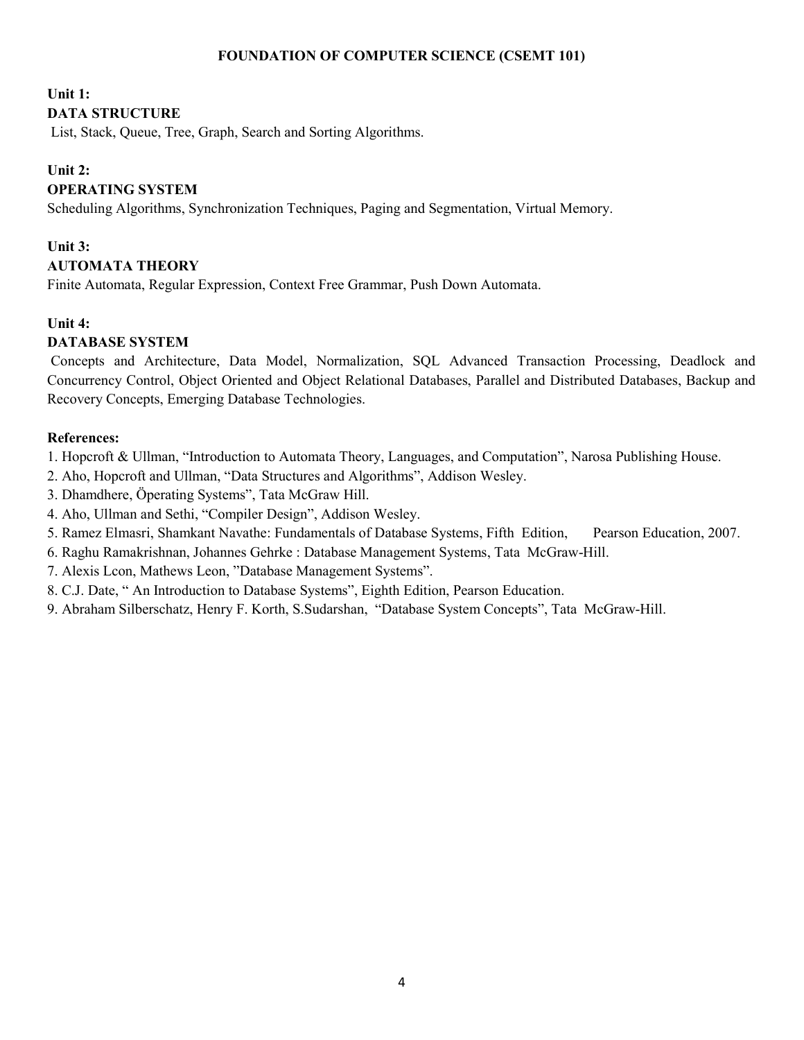# FOUNDATION OF COMPUTER SCIENCE (CSEMT 101)

**Unit 1:**

**DATA STRUCTURE**

List, Stack, Queue, Tree, Graph, Search and Sorting Algorithms.

**Unit 2:**

**OPERATING SYSTEM**

Scheduling Algorithms, Synchronization Techniques, Paging and Segmentation, Virtual Memory.

**Unit 3:**

**AUTOMATA THEORY**

Finite Automata, Regular Expression, Context Free Grammar, Push Down Automata.

**Unit 4:**

**DATABASE SYSTEM**

Concepts and Architecture, Data Model, Normalization, SQL Advanced Transaction Processing, Deadlock and Concurrency Control, Object Oriented and Object Relational Databases, Parallel and Distributed Databases, Backup and Recovery Concepts, Emerging Database Technologies.

**References:**

1. Hopcroft & Ullman, "Introduction to Automata Theory, Languages, and Computation", Narosa Publishing House.
2. Aho, Hopcroft and Ullman, "Data Structures and Algorithms", Addison Wesley.
3. Dhamdhere, Öperating Systems", Tata McGraw Hill.
4. Aho, Ullman and Sethi, "Compiler Design", Addison Wesley.
5. Ramez Elmasri, Shamkant Navathe: Fundamentals of Database Systems, Fifth Edition, Pearson Education, 2007.
6. Raghu Ramakrishnan, Johannes Gehrke : Database Management Systems, Tata McGraw-Hill.
7. Alexis Lcon, Mathews Leon, "Database Management Systems".
8. C.J. Date, " An Introduction to Database Systems", Eighth Edition, Pearson Education.
9. Abraham Silberschatz, Henry F. Korth, S.Sudarshan, "Database System Concepts", Tata McGraw-Hill.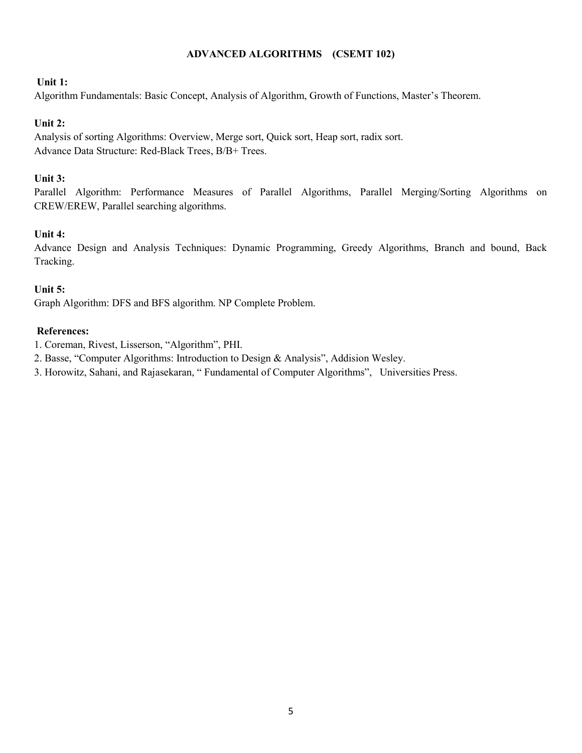# ADVANCED ALGORITHMS (CSEMT 102)

**Unit 1:**

Algorithm Fundamentals: Basic Concept, Analysis of Algorithm, Growth of Functions, Master's Theorem.

**Unit 2:**

Analysis of sorting Algorithms: Overview, Merge sort, Quick sort, Heap sort, radix sort.
Advance Data Structure: Red-Black Trees, B/B+ Trees.

**Unit 3:**

Parallel Algorithm: Performance Measures of Parallel Algorithms, Parallel Merging/Sorting Algorithms on CREW/EREW, Parallel searching algorithms.

**Unit 4:**

Advance Design and Analysis Techniques: Dynamic Programming, Greedy Algorithms, Branch and bound, Back Tracking.

**Unit 5:**

Graph Algorithm: DFS and BFS algorithm. NP Complete Problem.

**References:**

1. Coreman, Rivest, Lisserson, "Algorithm", PHI.
2. Basse, "Computer Algorithms: Introduction to Design & Analysis", Addision Wesley.
3. Horowitz, Sahani, and Rajasekaran, " Fundamental of Computer Algorithms", Universities Press.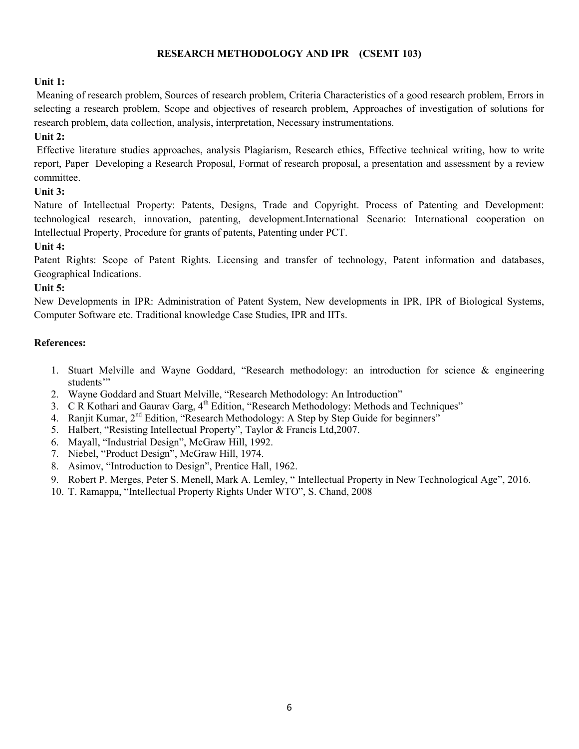# RESEARCH METHODOLOGY AND IPR (CSEMT 103)

**Unit 1:**

Meaning of research problem, Sources of research problem, Criteria Characteristics of a good research problem, Errors in selecting a research problem, Scope and objectives of research problem, Approaches of investigation of solutions for research problem, data collection, analysis, interpretation, Necessary instrumentations.

**Unit 2:**

Effective literature studies approaches, analysis Plagiarism, Research ethics, Effective technical writing, how to write report, Paper Developing a Research Proposal, Format of research proposal, a presentation and assessment by a review committee.

**Unit 3:**

Nature of Intellectual Property: Patents, Designs, Trade and Copyright. Process of Patenting and Development: technological research, innovation, patenting, development.International Scenario: International cooperation on Intellectual Property, Procedure for grants of patents, Patenting under PCT.

**Unit 4:**

Patent Rights: Scope of Patent Rights. Licensing and transfer of technology, Patent information and databases, Geographical Indications.

**Unit 5:**

New Developments in IPR: Administration of Patent System, New developments in IPR, IPR of Biological Systems, Computer Software etc. Traditional knowledge Case Studies, IPR and IITs.

**References:**

1. Stuart Melville and Wayne Goddard, "Research methodology: an introduction for science & engineering students'"
2. Wayne Goddard and Stuart Melville, "Research Methodology: An Introduction"
3. C R Kothari and Gaurav Garg, 4th Edition, "Research Methodology: Methods and Techniques"
4. Ranjit Kumar, 2nd Edition, "Research Methodology: A Step by Step Guide for beginners"
5. Halbert, "Resisting Intellectual Property", Taylor & Francis Ltd,2007.
6. Mayall, "Industrial Design", McGraw Hill, 1992.
7. Niebel, "Product Design", McGraw Hill, 1974.
8. Asimov, "Introduction to Design", Prentice Hall, 1962.
9. Robert P. Merges, Peter S. Menell, Mark A. Lemley, " Intellectual Property in New Technological Age", 2016.
10. T. Ramappa, "Intellectual Property Rights Under WTO", S. Chand, 2008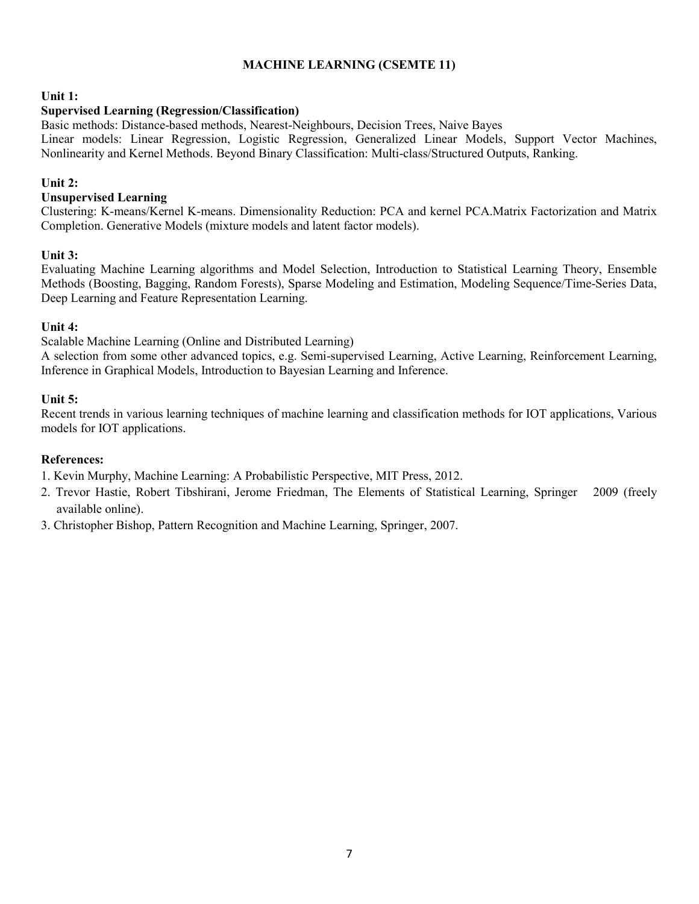# MACHINE LEARNING (CSEMTE 11)

**Unit 1:**

**Supervised Learning (Regression/Classification)**

Basic methods: Distance-based methods, Nearest-Neighbours, Decision Trees, Naive Bayes

Linear models: Linear Regression, Logistic Regression, Generalized Linear Models, Support Vector Machines, Nonlinearity and Kernel Methods. Beyond Binary Classification: Multi-class/Structured Outputs, Ranking.

**Unit 2:**

**Unsupervised Learning**

Clustering: K-means/Kernel K-means. Dimensionality Reduction: PCA and kernel PCA.Matrix Factorization and Matrix Completion. Generative Models (mixture models and latent factor models).

**Unit 3:**

Evaluating Machine Learning algorithms and Model Selection, Introduction to Statistical Learning Theory, Ensemble Methods (Boosting, Bagging, Random Forests), Sparse Modeling and Estimation, Modeling Sequence/Time-Series Data, Deep Learning and Feature Representation Learning.

**Unit 4:**

Scalable Machine Learning (Online and Distributed Learning)

A selection from some other advanced topics, e.g. Semi-supervised Learning, Active Learning, Reinforcement Learning, Inference in Graphical Models, Introduction to Bayesian Learning and Inference.

**Unit 5:**

Recent trends in various learning techniques of machine learning and classification methods for IOT applications, Various models for IOT applications.

**References:**

1. Kevin Murphy, Machine Learning: A Probabilistic Perspective, MIT Press, 2012.
2. Trevor Hastie, Robert Tibshirani, Jerome Friedman, The Elements of Statistical Learning, Springer 2009 (freely available online).
3. Christopher Bishop, Pattern Recognition and Machine Learning, Springer, 2007.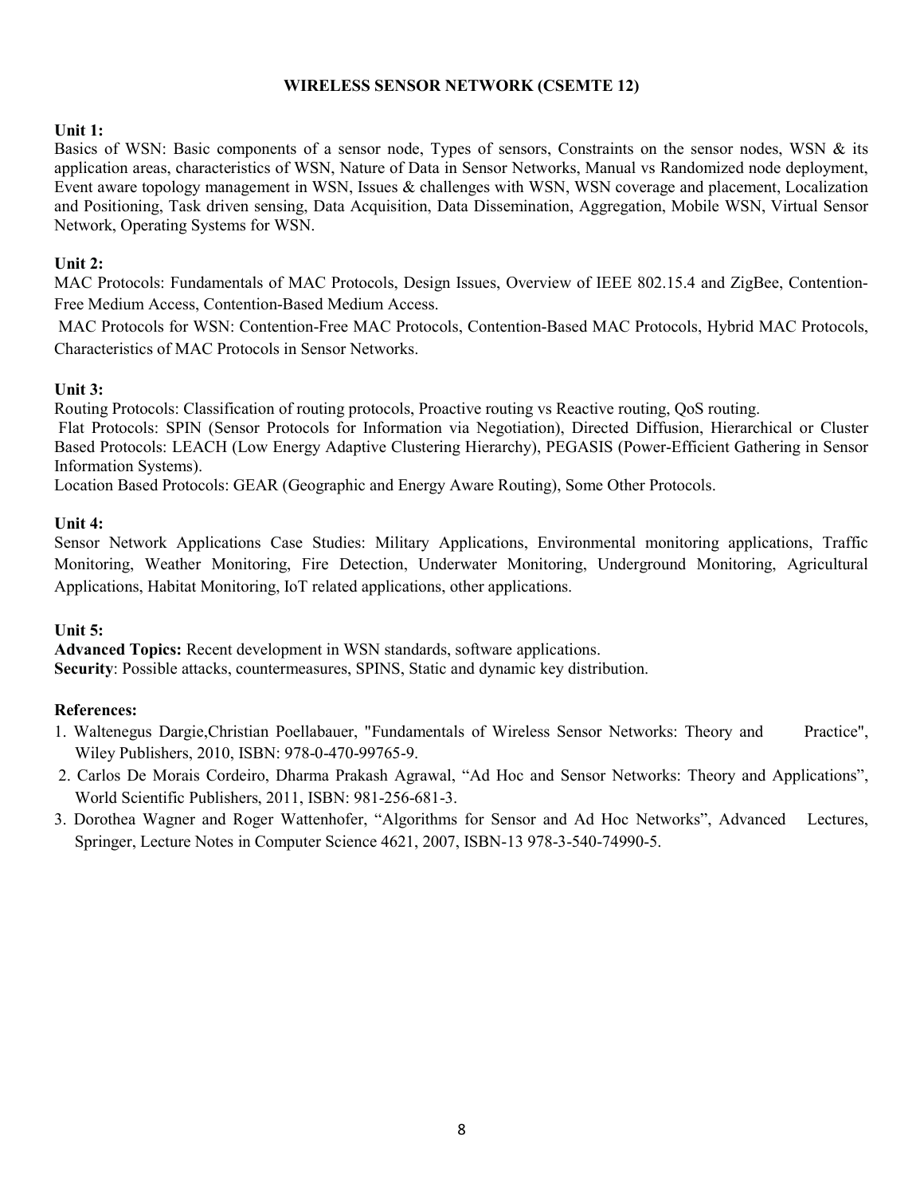## WIRELESS SENSOR NETWORK (CSEMTE 12)

**Unit 1:**

Basics of WSN: Basic components of a sensor node, Types of sensors, Constraints on the sensor nodes, WSN & its application areas, characteristics of WSN, Nature of Data in Sensor Networks, Manual vs Randomized node deployment, Event aware topology management in WSN, Issues & challenges with WSN, WSN coverage and placement, Localization and Positioning, Task driven sensing, Data Acquisition, Data Dissemination, Aggregation, Mobile WSN, Virtual Sensor Network, Operating Systems for WSN.

**Unit 2:**

MAC Protocols: Fundamentals of MAC Protocols, Design Issues, Overview of IEEE 802.15.4 and ZigBee, Contention-Free Medium Access, Contention-Based Medium Access.

MAC Protocols for WSN: Contention-Free MAC Protocols, Contention-Based MAC Protocols, Hybrid MAC Protocols, Characteristics of MAC Protocols in Sensor Networks.

**Unit 3:**

Routing Protocols: Classification of routing protocols, Proactive routing vs Reactive routing, QoS routing.

Flat Protocols: SPIN (Sensor Protocols for Information via Negotiation), Directed Diffusion, Hierarchical or Cluster Based Protocols: LEACH (Low Energy Adaptive Clustering Hierarchy), PEGASIS (Power-Efficient Gathering in Sensor Information Systems).

Location Based Protocols: GEAR (Geographic and Energy Aware Routing), Some Other Protocols.

**Unit 4:**

Sensor Network Applications Case Studies: Military Applications, Environmental monitoring applications, Traffic Monitoring, Weather Monitoring, Fire Detection, Underwater Monitoring, Underground Monitoring, Agricultural Applications, Habitat Monitoring, IoT related applications, other applications.

**Unit 5:**

**Advanced Topics:** Recent development in WSN standards, software applications.

**Security**: Possible attacks, countermeasures, SPINS, Static and dynamic key distribution.

**References:**

1. Waltenegus Dargie,Christian Poellabauer, "Fundamentals of Wireless Sensor Networks: Theory and Practice", Wiley Publishers, 2010, ISBN: 978-0-470-99765-9.
2. Carlos De Morais Cordeiro, Dharma Prakash Agrawal, "Ad Hoc and Sensor Networks: Theory and Applications", World Scientific Publishers, 2011, ISBN: 981-256-681-3.
3. Dorothea Wagner and Roger Wattenhofer, "Algorithms for Sensor and Ad Hoc Networks", Advanced Lectures, Springer, Lecture Notes in Computer Science 4621, 2007, ISBN-13 978-3-540-74990-5.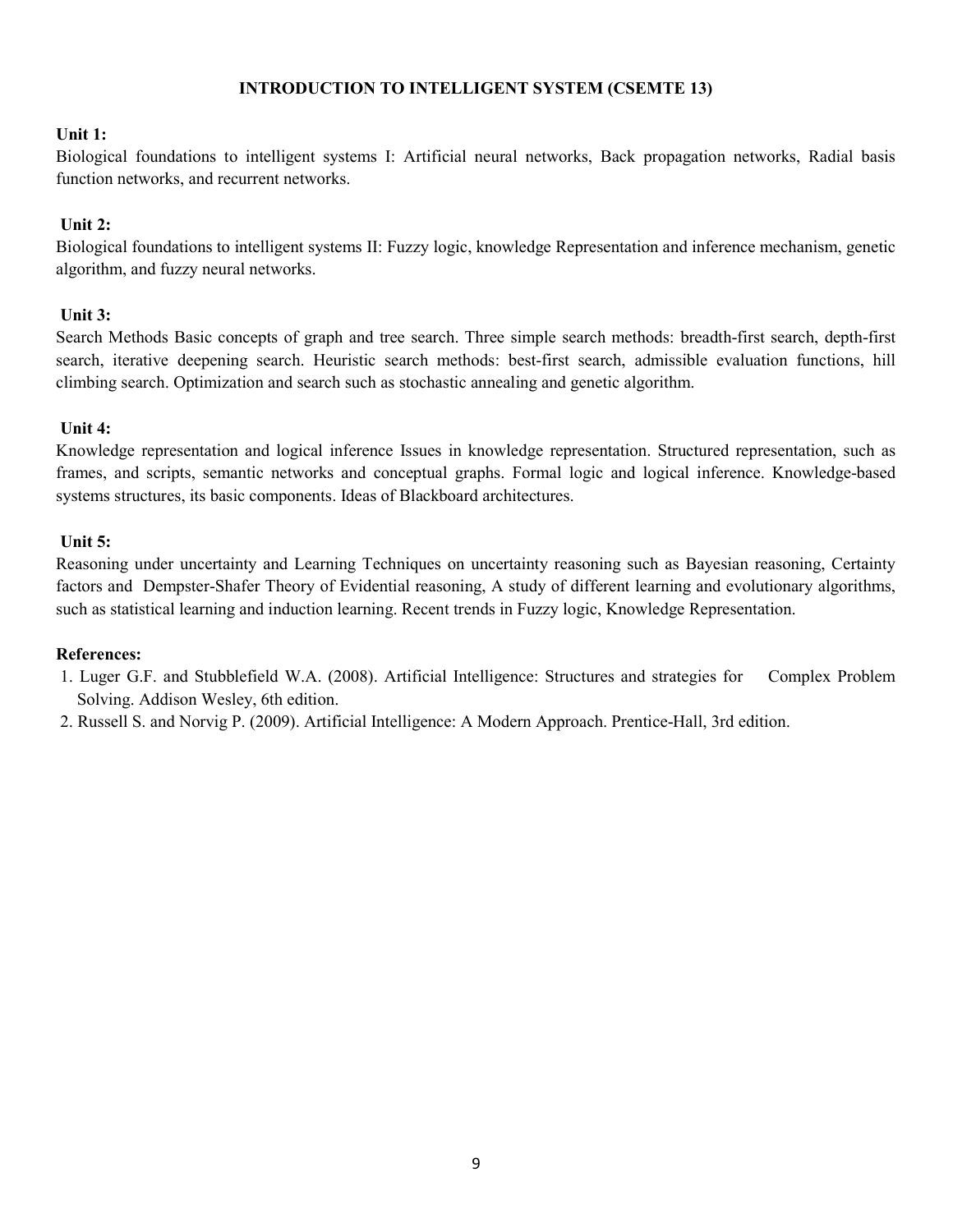## INTRODUCTION TO INTELLIGENT SYSTEM (CSEMTE 13)

**Unit 1:**

Biological foundations to intelligent systems I: Artificial neural networks, Back propagation networks, Radial basis function networks, and recurrent networks.

**Unit 2:**

Biological foundations to intelligent systems II: Fuzzy logic, knowledge Representation and inference mechanism, genetic algorithm, and fuzzy neural networks.

**Unit 3:**

Search Methods Basic concepts of graph and tree search. Three simple search methods: breadth-first search, depth-first search, iterative deepening search. Heuristic search methods: best-first search, admissible evaluation functions, hill climbing search. Optimization and search such as stochastic annealing and genetic algorithm.

**Unit 4:**

Knowledge representation and logical inference Issues in knowledge representation. Structured representation, such as frames, and scripts, semantic networks and conceptual graphs. Formal logic and logical inference. Knowledge-based systems structures, its basic components. Ideas of Blackboard architectures.

**Unit 5:**

Reasoning under uncertainty and Learning Techniques on uncertainty reasoning such as Bayesian reasoning, Certainty factors and Dempster-Shafer Theory of Evidential reasoning, A study of different learning and evolutionary algorithms, such as statistical learning and induction learning. Recent trends in Fuzzy logic, Knowledge Representation.

**References:**

1. Luger G.F. and Stubblefield W.A. (2008). Artificial Intelligence: Structures and strategies for Complex Problem Solving. Addison Wesley, 6th edition.
2. Russell S. and Norvig P. (2009). Artificial Intelligence: A Modern Approach. Prentice-Hall, 3rd edition.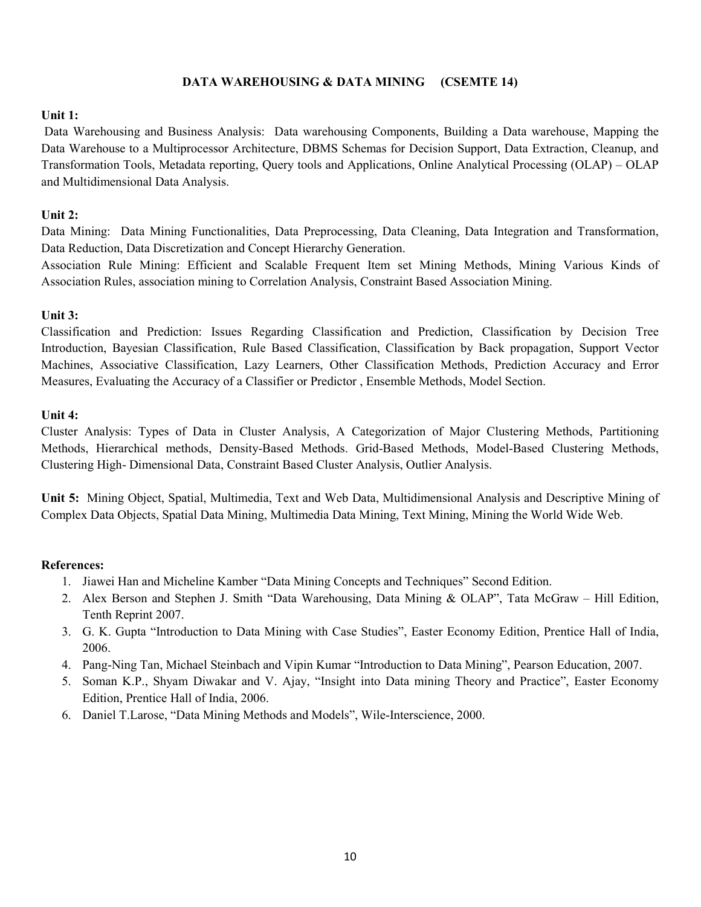## DATA WAREHOUSING & DATA MINING (CSEMTE 14)

**Unit 1:**
Data Warehousing and Business Analysis: Data warehousing Components, Building a Data warehouse, Mapping the Data Warehouse to a Multiprocessor Architecture, DBMS Schemas for Decision Support, Data Extraction, Cleanup, and Transformation Tools, Metadata reporting, Query tools and Applications, Online Analytical Processing (OLAP) – OLAP and Multidimensional Data Analysis.

**Unit 2:**
Data Mining: Data Mining Functionalities, Data Preprocessing, Data Cleaning, Data Integration and Transformation, Data Reduction, Data Discretization and Concept Hierarchy Generation.
Association Rule Mining: Efficient and Scalable Frequent Item set Mining Methods, Mining Various Kinds of Association Rules, association mining to Correlation Analysis, Constraint Based Association Mining.

**Unit 3:**
Classification and Prediction: Issues Regarding Classification and Prediction, Classification by Decision Tree Introduction, Bayesian Classification, Rule Based Classification, Classification by Back propagation, Support Vector Machines, Associative Classification, Lazy Learners, Other Classification Methods, Prediction Accuracy and Error Measures, Evaluating the Accuracy of a Classifier or Predictor , Ensemble Methods, Model Section.

**Unit 4:**
Cluster Analysis: Types of Data in Cluster Analysis, A Categorization of Major Clustering Methods, Partitioning Methods, Hierarchical methods, Density-Based Methods. Grid-Based Methods, Model-Based Clustering Methods, Clustering High- Dimensional Data, Constraint Based Cluster Analysis, Outlier Analysis.

**Unit 5:** Mining Object, Spatial, Multimedia, Text and Web Data, Multidimensional Analysis and Descriptive Mining of Complex Data Objects, Spatial Data Mining, Multimedia Data Mining, Text Mining, Mining the World Wide Web.

**References:**

1. Jiawei Han and Micheline Kamber "Data Mining Concepts and Techniques" Second Edition.
2. Alex Berson and Stephen J. Smith "Data Warehousing, Data Mining & OLAP", Tata McGraw – Hill Edition, Tenth Reprint 2007.
3. G. K. Gupta "Introduction to Data Mining with Case Studies", Easter Economy Edition, Prentice Hall of India, 2006.
4. Pang-Ning Tan, Michael Steinbach and Vipin Kumar "Introduction to Data Mining", Pearson Education, 2007.
5. Soman K.P., Shyam Diwakar and V. Ajay, "Insight into Data mining Theory and Practice", Easter Economy Edition, Prentice Hall of India, 2006.
6. Daniel T.Larose, "Data Mining Methods and Models", Wile-Interscience, 2000.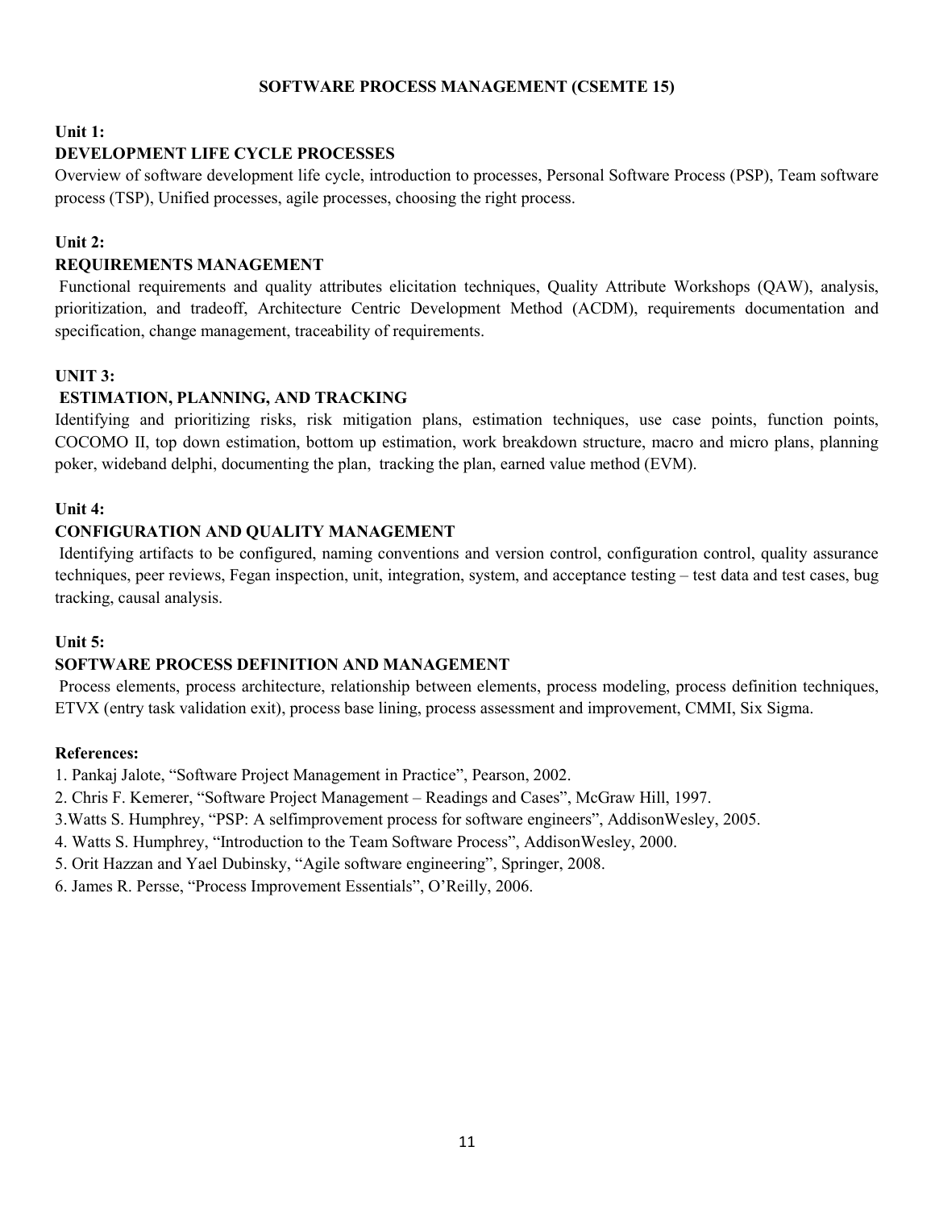## SOFTWARE PROCESS MANAGEMENT (CSEMTE 15)

**Unit 1:**

**DEVELOPMENT LIFE CYCLE PROCESSES**

Overview of software development life cycle, introduction to processes, Personal Software Process (PSP), Team software process (TSP), Unified processes, agile processes, choosing the right process.

**Unit 2:**

**REQUIREMENTS MANAGEMENT**

Functional requirements and quality attributes elicitation techniques, Quality Attribute Workshops (QAW), analysis, prioritization, and tradeoff, Architecture Centric Development Method (ACDM), requirements documentation and specification, change management, traceability of requirements.

**UNIT 3:**

**ESTIMATION, PLANNING, AND TRACKING**

Identifying and prioritizing risks, risk mitigation plans, estimation techniques, use case points, function points, COCOMO II, top down estimation, bottom up estimation, work breakdown structure, macro and micro plans, planning poker, wideband delphi, documenting the plan, tracking the plan, earned value method (EVM).

**Unit 4:**

**CONFIGURATION AND QUALITY MANAGEMENT**

Identifying artifacts to be configured, naming conventions and version control, configuration control, quality assurance techniques, peer reviews, Fegan inspection, unit, integration, system, and acceptance testing – test data and test cases, bug tracking, causal analysis.

**Unit 5:**

**SOFTWARE PROCESS DEFINITION AND MANAGEMENT**

Process elements, process architecture, relationship between elements, process modeling, process definition techniques, ETVX (entry task validation exit), process base lining, process assessment and improvement, CMMI, Six Sigma.

**References:**

1. Pankaj Jalote, "Software Project Management in Practice", Pearson, 2002.
2. Chris F. Kemerer, "Software Project Management – Readings and Cases", McGraw Hill, 1997.
3. Watts S. Humphrey, "PSP: A selfimprovement process for software engineers", AddisonWesley, 2005.
4. Watts S. Humphrey, "Introduction to the Team Software Process", AddisonWesley, 2000.
5. Orit Hazzan and Yael Dubinsky, "Agile software engineering", Springer, 2008.
6. James R. Persse, "Process Improvement Essentials", O'Reilly, 2006.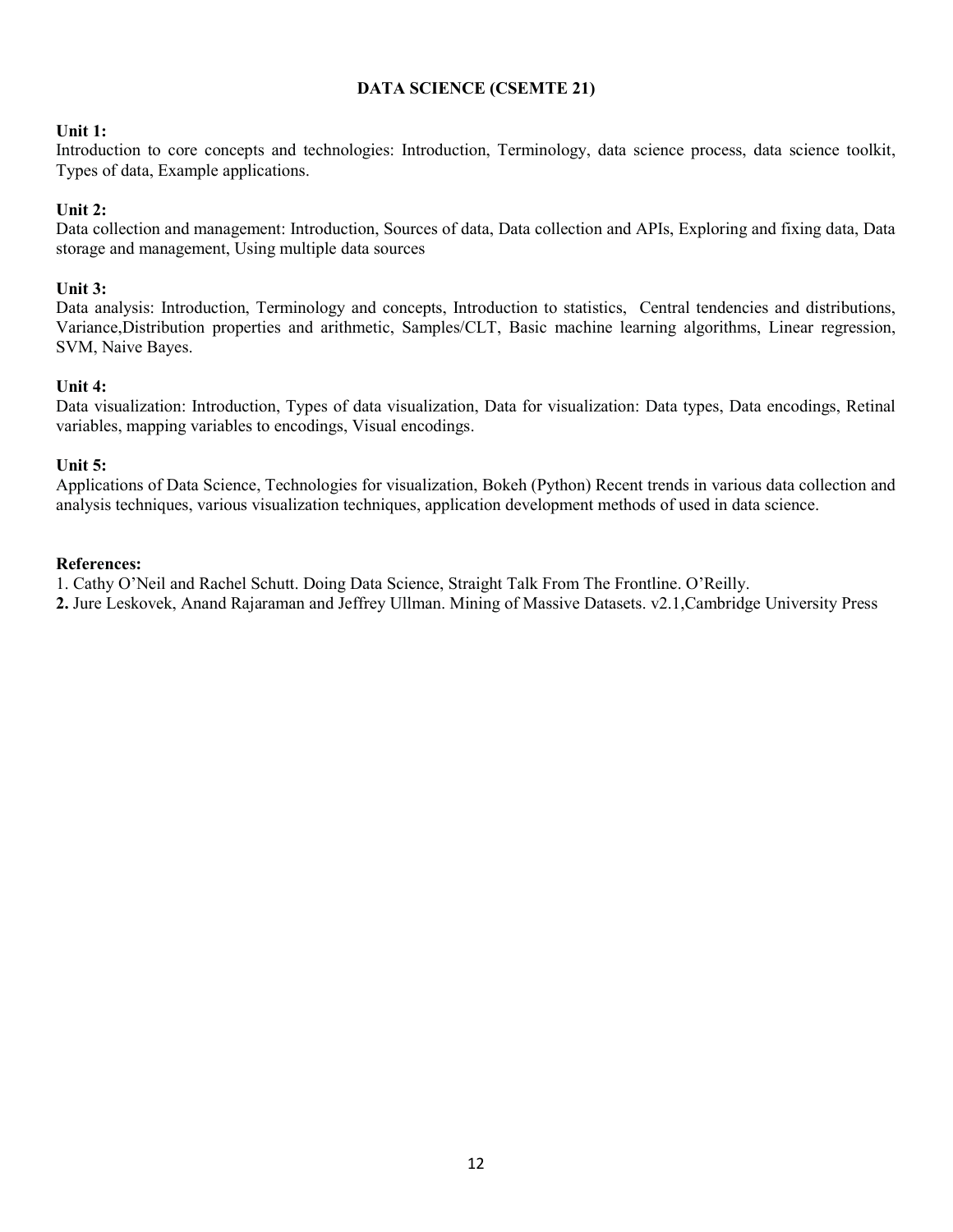## DATA SCIENCE (CSEMTE 21)

**Unit 1:**
Introduction to core concepts and technologies: Introduction, Terminology, data science process, data science toolkit, Types of data, Example applications.

**Unit 2:**
Data collection and management: Introduction, Sources of data, Data collection and APIs, Exploring and fixing data, Data storage and management, Using multiple data sources

**Unit 3:**
Data analysis: Introduction, Terminology and concepts, Introduction to statistics, Central tendencies and distributions, Variance,Distribution properties and arithmetic, Samples/CLT, Basic machine learning algorithms, Linear regression, SVM, Naive Bayes.

**Unit 4:**
Data visualization: Introduction, Types of data visualization, Data for visualization: Data types, Data encodings, Retinal variables, mapping variables to encodings, Visual encodings.

**Unit 5:**
Applications of Data Science, Technologies for visualization, Bokeh (Python) Recent trends in various data collection and analysis techniques, various visualization techniques, application development methods of used in data science.

**References:**

1. Cathy O'Neil and Rachel Schutt. Doing Data Science, Straight Talk From The Frontline. O'Reilly.
2. Jure Leskovek, Anand Rajaraman and Jeffrey Ullman. Mining of Massive Datasets. v2.1,Cambridge University Press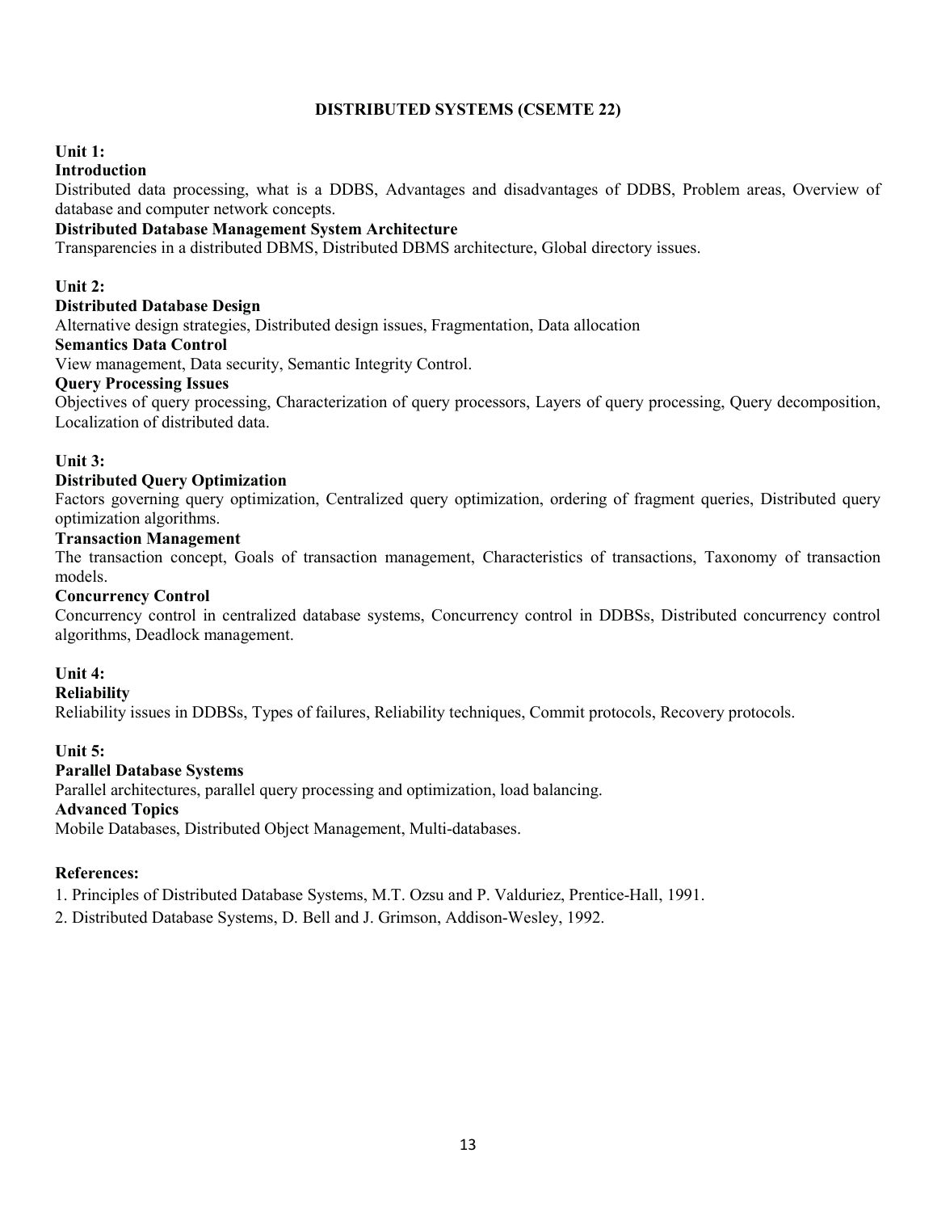# DISTRIBUTED SYSTEMS (CSEMTE 22)

## Unit 1:

### Introduction

Distributed data processing, what is a DDBS, Advantages and disadvantages of DDBS, Problem areas, Overview of database and computer network concepts.

### Distributed Database Management System Architecture

Transparencies in a distributed DBMS, Distributed DBMS architecture, Global directory issues.

## Unit 2:

### Distributed Database Design

Alternative design strategies, Distributed design issues, Fragmentation, Data allocation

### Semantics Data Control

View management, Data security, Semantic Integrity Control.

### Query Processing Issues

Objectives of query processing, Characterization of query processors, Layers of query processing, Query decomposition, Localization of distributed data.

## Unit 3:

### Distributed Query Optimization

Factors governing query optimization, Centralized query optimization, ordering of fragment queries, Distributed query optimization algorithms.

### Transaction Management

The transaction concept, Goals of transaction management, Characteristics of transactions, Taxonomy of transaction models.

### Concurrency Control

Concurrency control in centralized database systems, Concurrency control in DDBSs, Distributed concurrency control algorithms, Deadlock management.

## Unit 4:

### Reliability

Reliability issues in DDBSs, Types of failures, Reliability techniques, Commit protocols, Recovery protocols.

## Unit 5:

### Parallel Database Systems

Parallel architectures, parallel query processing and optimization, load balancing.

### Advanced Topics

Mobile Databases, Distributed Object Management, Multi-databases.

## References:

1. Principles of Distributed Database Systems, M.T. Ozsu and P. Valduriez, Prentice-Hall, 1991.
2. Distributed Database Systems, D. Bell and J. Grimson, Addison-Wesley, 1992.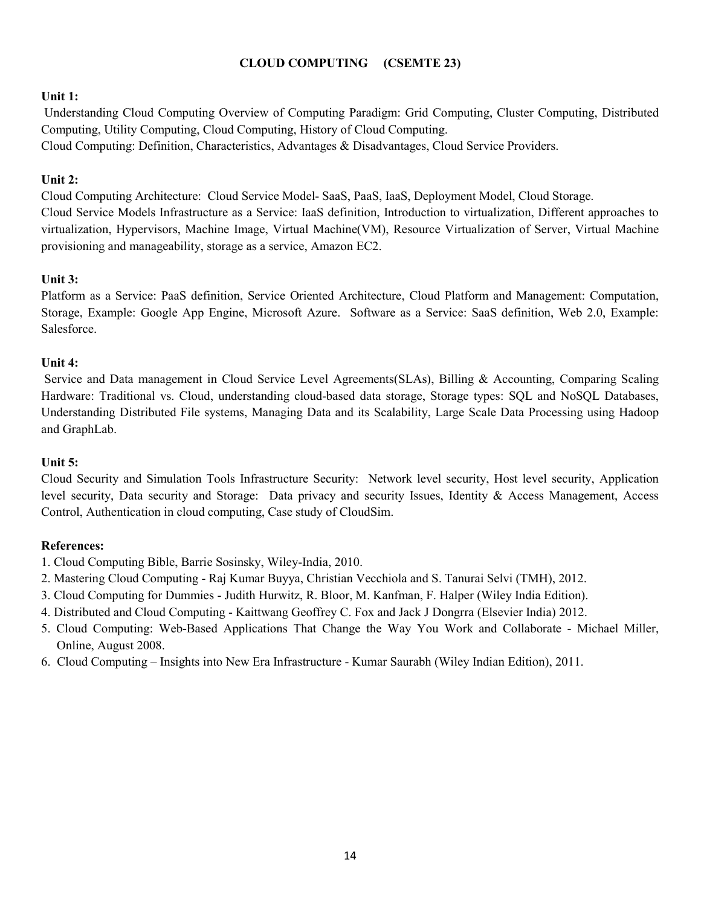# CLOUD COMPUTING (CSEMTE 23)

**Unit 1:**

Understanding Cloud Computing Overview of Computing Paradigm: Grid Computing, Cluster Computing, Distributed Computing, Utility Computing, Cloud Computing, History of Cloud Computing.
Cloud Computing: Definition, Characteristics, Advantages & Disadvantages, Cloud Service Providers.

**Unit 2:**

Cloud Computing Architecture: Cloud Service Model- SaaS, PaaS, IaaS, Deployment Model, Cloud Storage.
Cloud Service Models Infrastructure as a Service: IaaS definition, Introduction to virtualization, Different approaches to virtualization, Hypervisors, Machine Image, Virtual Machine(VM), Resource Virtualization of Server, Virtual Machine provisioning and manageability, storage as a service, Amazon EC2.

**Unit 3:**

Platform as a Service: PaaS definition, Service Oriented Architecture, Cloud Platform and Management: Computation, Storage, Example: Google App Engine, Microsoft Azure. Software as a Service: SaaS definition, Web 2.0, Example: Salesforce.

**Unit 4:**

Service and Data management in Cloud Service Level Agreements(SLAs), Billing & Accounting, Comparing Scaling Hardware: Traditional vs. Cloud, understanding cloud-based data storage, Storage types: SQL and NoSQL Databases, Understanding Distributed File systems, Managing Data and its Scalability, Large Scale Data Processing using Hadoop and GraphLab.

**Unit 5:**

Cloud Security and Simulation Tools Infrastructure Security: Network level security, Host level security, Application level security, Data security and Storage: Data privacy and security Issues, Identity & Access Management, Access Control, Authentication in cloud computing, Case study of CloudSim.

**References:**

1. Cloud Computing Bible, Barrie Sosinsky, Wiley-India, 2010.
2. Mastering Cloud Computing - Raj Kumar Buyya, Christian Vecchiola and S. Tanurai Selvi (TMH), 2012.
3. Cloud Computing for Dummies - Judith Hurwitz, R. Bloor, M. Kanfman, F. Halper (Wiley India Edition).
4. Distributed and Cloud Computing - Kaittwang Geoffrey C. Fox and Jack J Dongrra (Elsevier India) 2012.
5. Cloud Computing: Web-Based Applications That Change the Way You Work and Collaborate - Michael Miller, Online, August 2008.
6. Cloud Computing – Insights into New Era Infrastructure - Kumar Saurabh (Wiley Indian Edition), 2011.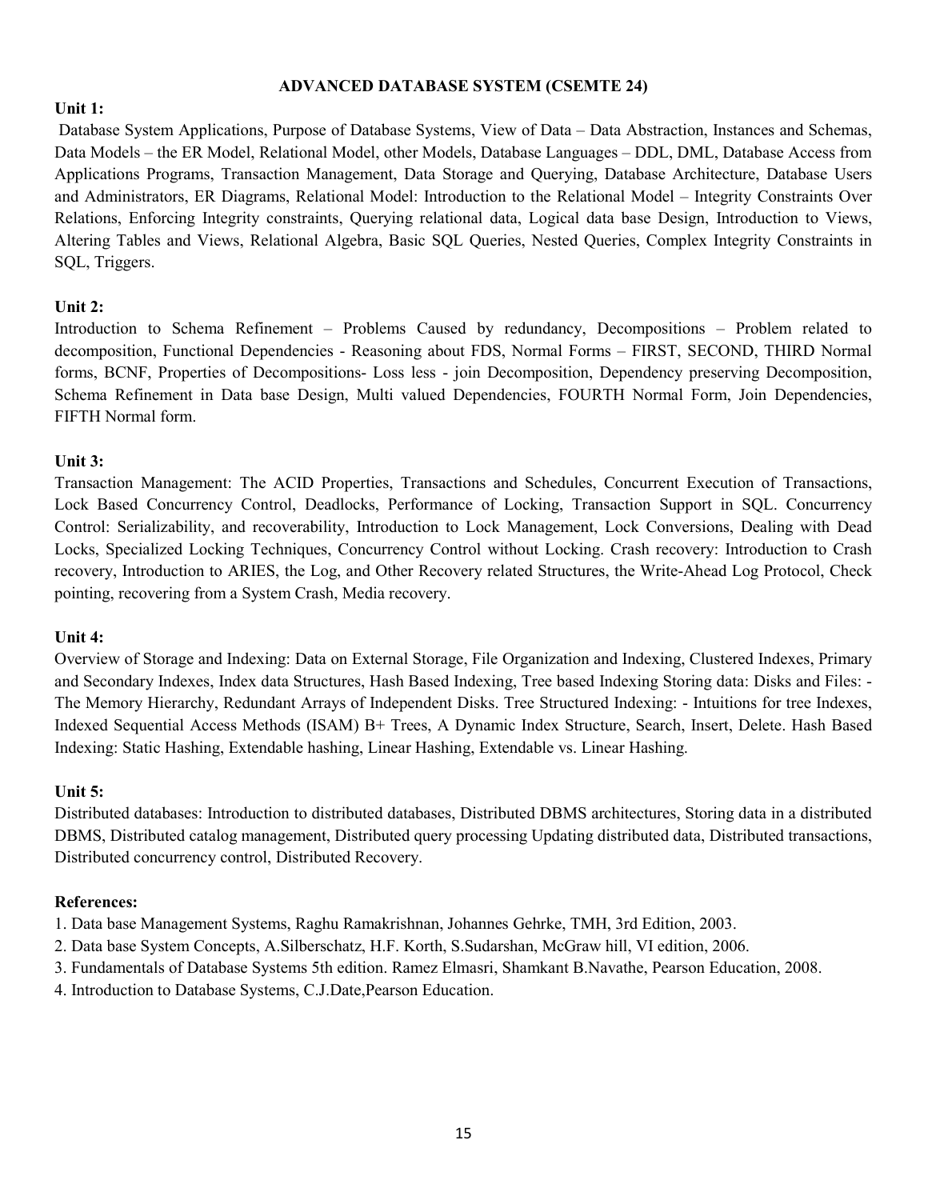## ADVANCED DATABASE SYSTEM (CSEMTE 24)

**Unit 1:**

Database System Applications, Purpose of Database Systems, View of Data – Data Abstraction, Instances and Schemas, Data Models – the ER Model, Relational Model, other Models, Database Languages – DDL, DML, Database Access from Applications Programs, Transaction Management, Data Storage and Querying, Database Architecture, Database Users and Administrators, ER Diagrams, Relational Model: Introduction to the Relational Model – Integrity Constraints Over Relations, Enforcing Integrity constraints, Querying relational data, Logical data base Design, Introduction to Views, Altering Tables and Views, Relational Algebra, Basic SQL Queries, Nested Queries, Complex Integrity Constraints in SQL, Triggers.

**Unit 2:**

Introduction to Schema Refinement – Problems Caused by redundancy, Decompositions – Problem related to decomposition, Functional Dependencies - Reasoning about FDS, Normal Forms – FIRST, SECOND, THIRD Normal forms, BCNF, Properties of Decompositions- Loss less - join Decomposition, Dependency preserving Decomposition, Schema Refinement in Data base Design, Multi valued Dependencies, FOURTH Normal Form, Join Dependencies, FIFTH Normal form.

**Unit 3:**

Transaction Management: The ACID Properties, Transactions and Schedules, Concurrent Execution of Transactions, Lock Based Concurrency Control, Deadlocks, Performance of Locking, Transaction Support in SQL. Concurrency Control: Serializability, and recoverability, Introduction to Lock Management, Lock Conversions, Dealing with Dead Locks, Specialized Locking Techniques, Concurrency Control without Locking. Crash recovery: Introduction to Crash recovery, Introduction to ARIES, the Log, and Other Recovery related Structures, the Write-Ahead Log Protocol, Check pointing, recovering from a System Crash, Media recovery.

**Unit 4:**

Overview of Storage and Indexing: Data on External Storage, File Organization and Indexing, Clustered Indexes, Primary and Secondary Indexes, Index data Structures, Hash Based Indexing, Tree based Indexing Storing data: Disks and Files: - The Memory Hierarchy, Redundant Arrays of Independent Disks. Tree Structured Indexing: - Intuitions for tree Indexes, Indexed Sequential Access Methods (ISAM) B+ Trees, A Dynamic Index Structure, Search, Insert, Delete. Hash Based Indexing: Static Hashing, Extendable hashing, Linear Hashing, Extendable vs. Linear Hashing.

**Unit 5:**

Distributed databases: Introduction to distributed databases, Distributed DBMS architectures, Storing data in a distributed DBMS, Distributed catalog management, Distributed query processing Updating distributed data, Distributed transactions, Distributed concurrency control, Distributed Recovery.

**References:**

1. Data base Management Systems, Raghu Ramakrishnan, Johannes Gehrke, TMH, 3rd Edition, 2003.
2. Data base System Concepts, A.Silberschatz, H.F. Korth, S.Sudarshan, McGraw hill, VI edition, 2006.
3. Fundamentals of Database Systems 5th edition. Ramez Elmasri, Shamkant B.Navathe, Pearson Education, 2008.
4. Introduction to Database Systems, C.J.Date,Pearson Education.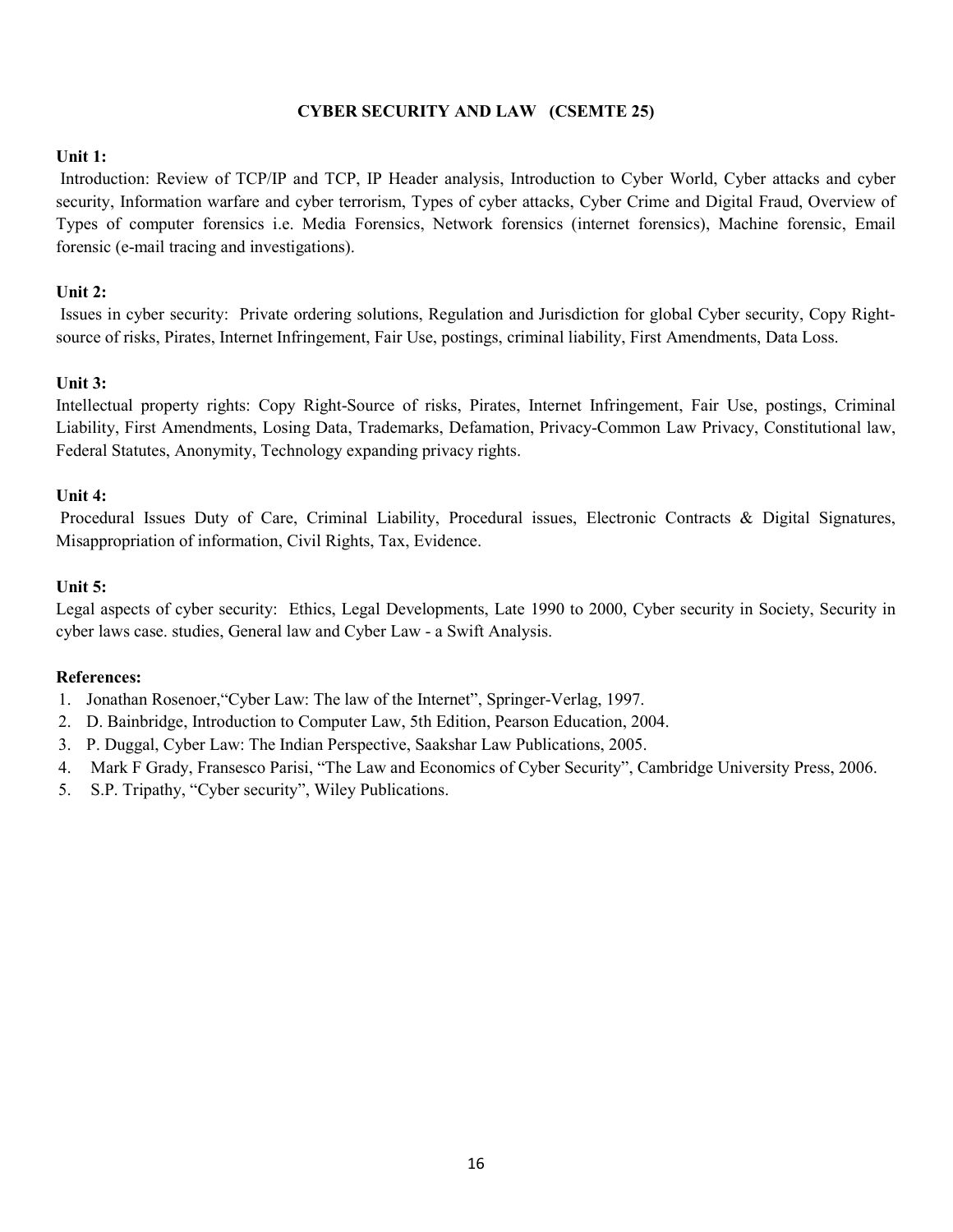## CYBER SECURITY AND LAW (CSEMTE 25)

**Unit 1:**

Introduction: Review of TCP/IP and TCP, IP Header analysis, Introduction to Cyber World, Cyber attacks and cyber security, Information warfare and cyber terrorism, Types of cyber attacks, Cyber Crime and Digital Fraud, Overview of Types of computer forensics i.e. Media Forensics, Network forensics (internet forensics), Machine forensic, Email forensic (e-mail tracing and investigations).

**Unit 2:**

Issues in cyber security: Private ordering solutions, Regulation and Jurisdiction for global Cyber security, Copy Right-source of risks, Pirates, Internet Infringement, Fair Use, postings, criminal liability, First Amendments, Data Loss.

**Unit 3:**

Intellectual property rights: Copy Right-Source of risks, Pirates, Internet Infringement, Fair Use, postings, Criminal Liability, First Amendments, Losing Data, Trademarks, Defamation, Privacy-Common Law Privacy, Constitutional law, Federal Statutes, Anonymity, Technology expanding privacy rights.

**Unit 4:**

Procedural Issues Duty of Care, Criminal Liability, Procedural issues, Electronic Contracts & Digital Signatures, Misappropriation of information, Civil Rights, Tax, Evidence.

**Unit 5:**

Legal aspects of cyber security: Ethics, Legal Developments, Late 1990 to 2000, Cyber security in Society, Security in cyber laws case. studies, General law and Cyber Law - a Swift Analysis.

**References:**

1. Jonathan Rosenoer,"Cyber Law: The law of the Internet", Springer-Verlag, 1997.
2. D. Bainbridge, Introduction to Computer Law, 5th Edition, Pearson Education, 2004.
3. P. Duggal, Cyber Law: The Indian Perspective, Saakshar Law Publications, 2005.
4. Mark F Grady, Fransesco Parisi, "The Law and Economics of Cyber Security", Cambridge University Press, 2006.
5. S.P. Tripathy, "Cyber security", Wiley Publications.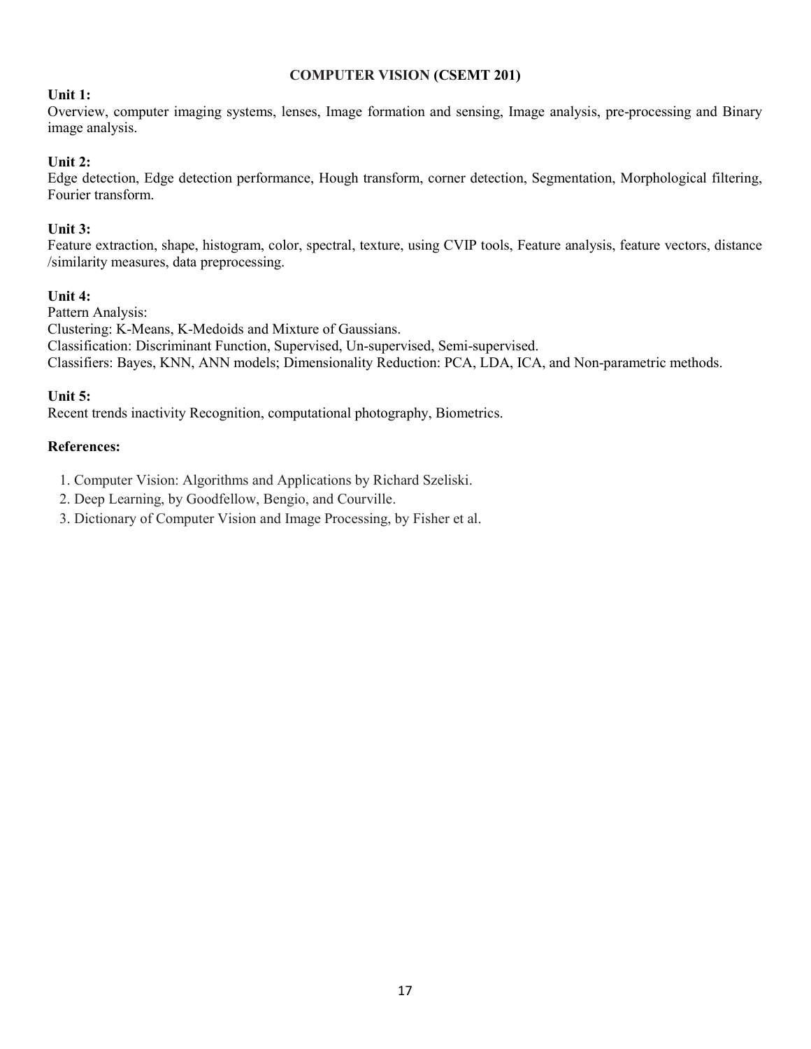# COMPUTER VISION (CSEMT 201)

**Unit 1:**
Overview, computer imaging systems, lenses, Image formation and sensing, Image analysis, pre-processing and Binary image analysis.

**Unit 2:**
Edge detection, Edge detection performance, Hough transform, corner detection, Segmentation, Morphological filtering, Fourier transform.

**Unit 3:**
Feature extraction, shape, histogram, color, spectral, texture, using CVIP tools, Feature analysis, feature vectors, distance /similarity measures, data preprocessing.

**Unit 4:**
Pattern Analysis:
Clustering: K-Means, K-Medoids and Mixture of Gaussians.
Classification: Discriminant Function, Supervised, Un-supervised, Semi-supervised.
Classifiers: Bayes, KNN, ANN models; Dimensionality Reduction: PCA, LDA, ICA, and Non-parametric methods.

**Unit 5:**
Recent trends inactivity Recognition, computational photography, Biometrics.

**References:**

1. Computer Vision: Algorithms and Applications by Richard Szeliski.
2. Deep Learning, by Goodfellow, Bengio, and Courville.
3. Dictionary of Computer Vision and Image Processing, by Fisher et al.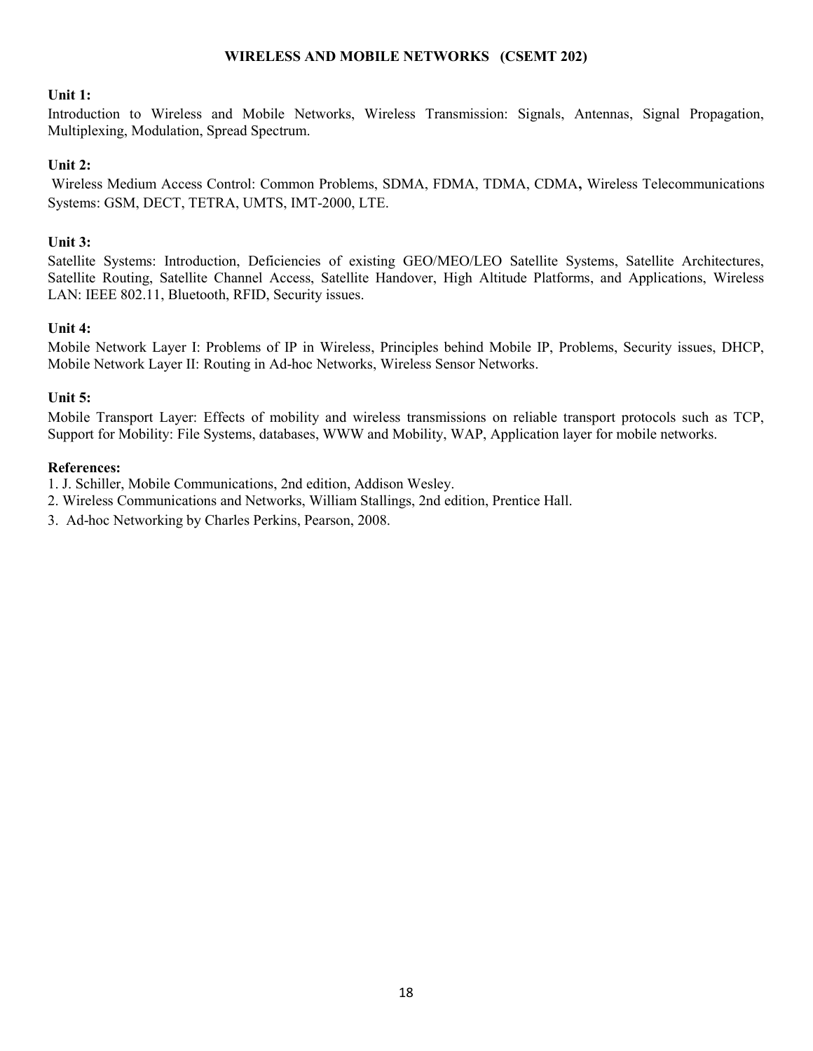## WIRELESS AND MOBILE NETWORKS (CSEMT 202)

**Unit 1:**

Introduction to Wireless and Mobile Networks, Wireless Transmission: Signals, Antennas, Signal Propagation, Multiplexing, Modulation, Spread Spectrum.

**Unit 2:**

Wireless Medium Access Control: Common Problems, SDMA, FDMA, TDMA, CDMA**,** Wireless Telecommunications Systems: GSM, DECT, TETRA, UMTS, IMT-2000, LTE.

**Unit 3:**

Satellite Systems: Introduction, Deficiencies of existing GEO/MEO/LEO Satellite Systems, Satellite Architectures, Satellite Routing, Satellite Channel Access, Satellite Handover, High Altitude Platforms, and Applications, Wireless LAN: IEEE 802.11, Bluetooth, RFID, Security issues.

**Unit 4:**

Mobile Network Layer I: Problems of IP in Wireless, Principles behind Mobile IP, Problems, Security issues, DHCP, Mobile Network Layer II: Routing in Ad-hoc Networks, Wireless Sensor Networks.

**Unit 5:**

Mobile Transport Layer: Effects of mobility and wireless transmissions on reliable transport protocols such as TCP, Support for Mobility: File Systems, databases, WWW and Mobility, WAP, Application layer for mobile networks.

**References:**

1. J. Schiller, Mobile Communications, 2nd edition, Addison Wesley.
2. Wireless Communications and Networks, William Stallings, 2nd edition, Prentice Hall.
3. Ad-hoc Networking by Charles Perkins, Pearson, 2008.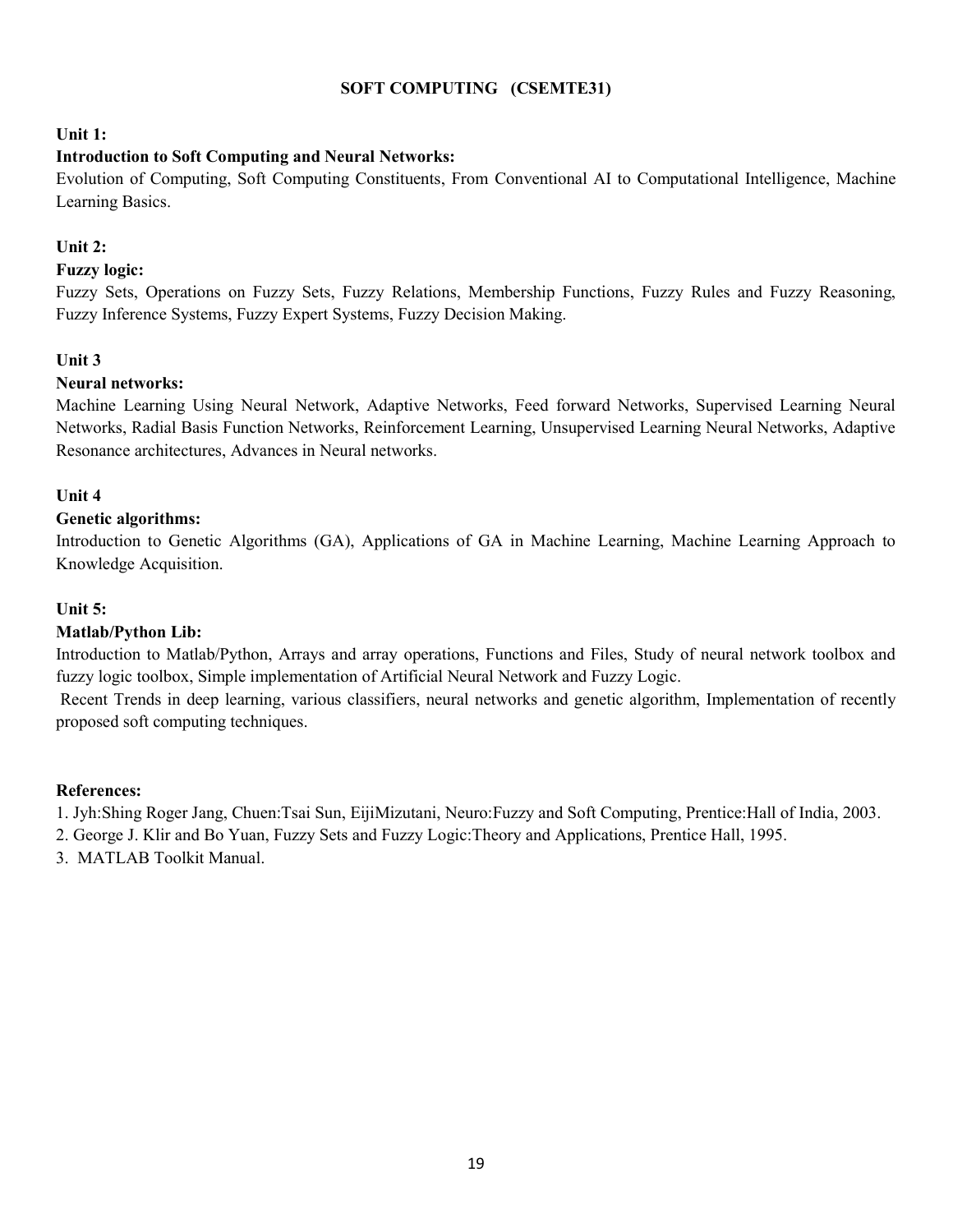# SOFT COMPUTING (CSEMTE31)

**Unit 1:**

**Introduction to Soft Computing and Neural Networks:**

Evolution of Computing, Soft Computing Constituents, From Conventional AI to Computational Intelligence, Machine Learning Basics.

**Unit 2:**

**Fuzzy logic:**

Fuzzy Sets, Operations on Fuzzy Sets, Fuzzy Relations, Membership Functions, Fuzzy Rules and Fuzzy Reasoning, Fuzzy Inference Systems, Fuzzy Expert Systems, Fuzzy Decision Making.

**Unit 3**

**Neural networks:**

Machine Learning Using Neural Network, Adaptive Networks, Feed forward Networks, Supervised Learning Neural Networks, Radial Basis Function Networks, Reinforcement Learning, Unsupervised Learning Neural Networks, Adaptive Resonance architectures, Advances in Neural networks.

**Unit 4**

**Genetic algorithms:**

Introduction to Genetic Algorithms (GA), Applications of GA in Machine Learning, Machine Learning Approach to Knowledge Acquisition.

**Unit 5:**

**Matlab/Python Lib:**

Introduction to Matlab/Python, Arrays and array operations, Functions and Files, Study of neural network toolbox and fuzzy logic toolbox, Simple implementation of Artificial Neural Network and Fuzzy Logic.

Recent Trends in deep learning, various classifiers, neural networks and genetic algorithm, Implementation of recently proposed soft computing techniques.

**References:**

1. Jyh:Shing Roger Jang, Chuen:Tsai Sun, EijiMizutani, Neuro:Fuzzy and Soft Computing, Prentice:Hall of India, 2003.
2. George J. Klir and Bo Yuan, Fuzzy Sets and Fuzzy Logic:Theory and Applications, Prentice Hall, 1995.
3. MATLAB Toolkit Manual.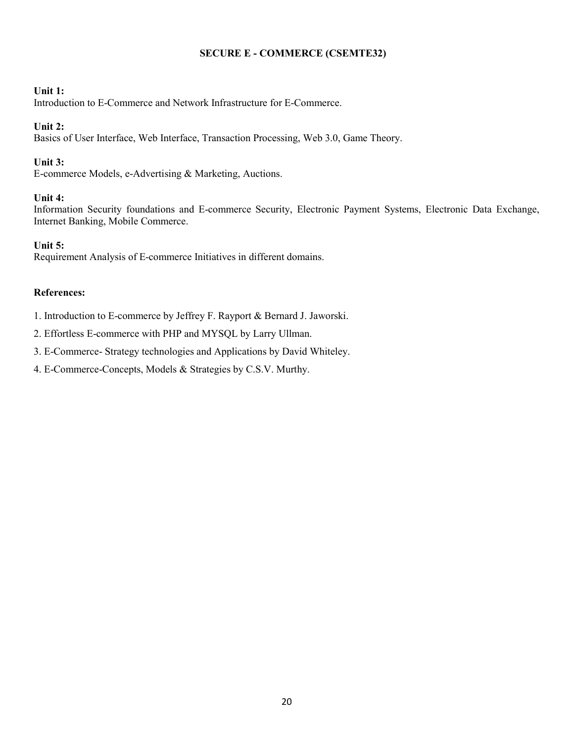## SECURE E - COMMERCE (CSEMTE32)

**Unit 1:**
Introduction to E-Commerce and Network Infrastructure for E-Commerce.

**Unit 2:**
Basics of User Interface, Web Interface, Transaction Processing, Web 3.0, Game Theory.

**Unit 3:**
E-commerce Models, e-Advertising & Marketing, Auctions.

**Unit 4:**
Information Security foundations and E-commerce Security, Electronic Payment Systems, Electronic Data Exchange, Internet Banking, Mobile Commerce.

**Unit 5:**
Requirement Analysis of E-commerce Initiatives in different domains.

**References:**

1. Introduction to E-commerce by Jeffrey F. Rayport & Bernard J. Jaworski.
2. Effortless E-commerce with PHP and MYSQL by Larry Ullman.
3. E-Commerce- Strategy technologies and Applications by David Whiteley.
4. E-Commerce-Concepts, Models & Strategies by C.S.V. Murthy.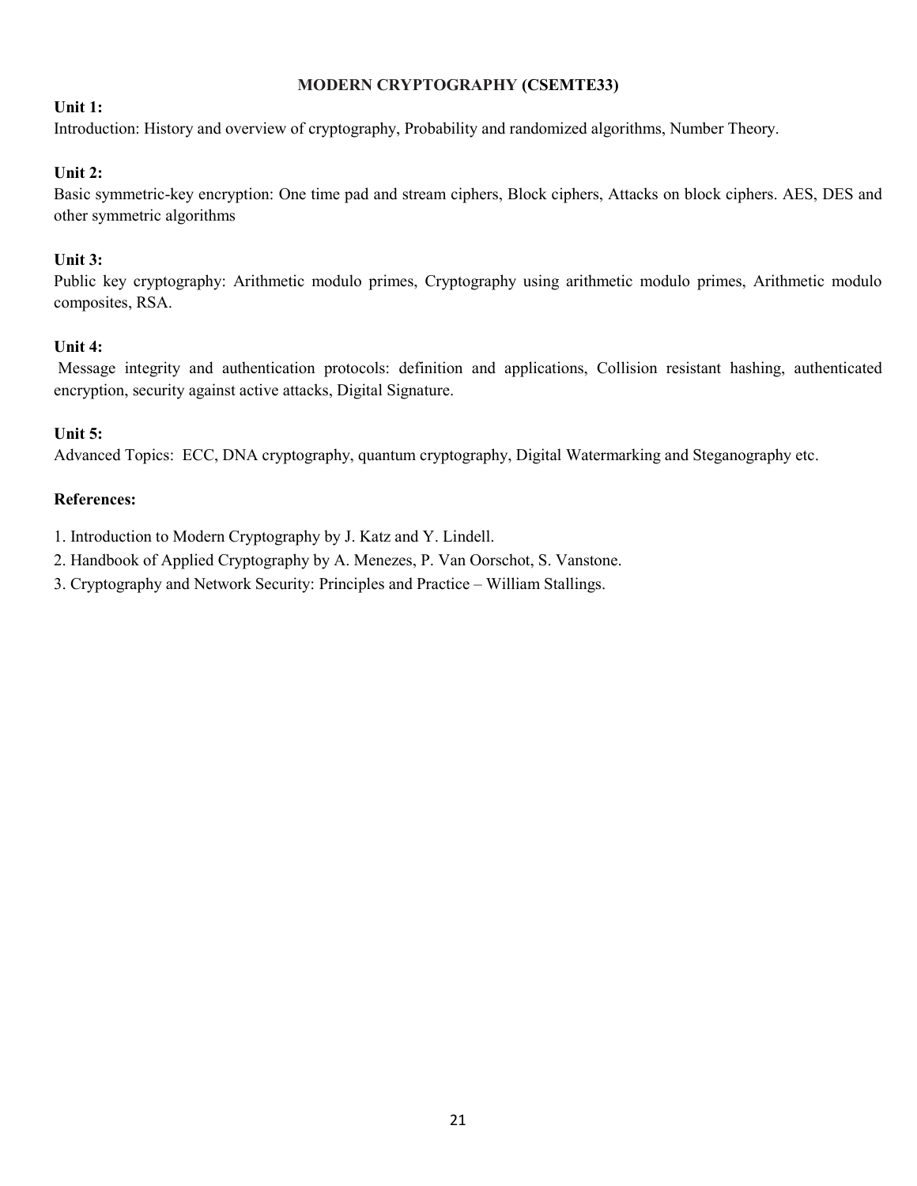## MODERN CRYPTOGRAPHY (CSEMTE33)

**Unit 1:**
Introduction: History and overview of cryptography, Probability and randomized algorithms, Number Theory.

**Unit 2:**
Basic symmetric-key encryption: One time pad and stream ciphers, Block ciphers, Attacks on block ciphers. AES, DES and other symmetric algorithms

**Unit 3:**
Public key cryptography: Arithmetic modulo primes, Cryptography using arithmetic modulo primes, Arithmetic modulo composites, RSA.

**Unit 4:**
Message integrity and authentication protocols: definition and applications, Collision resistant hashing, authenticated encryption, security against active attacks, Digital Signature.

**Unit 5:**
Advanced Topics: ECC, DNA cryptography, quantum cryptography, Digital Watermarking and Steganography etc.

**References:**

1. Introduction to Modern Cryptography by J. Katz and Y. Lindell.
2. Handbook of Applied Cryptography by A. Menezes, P. Van Oorschot, S. Vanstone.
3. Cryptography and Network Security: Principles and Practice – William Stallings.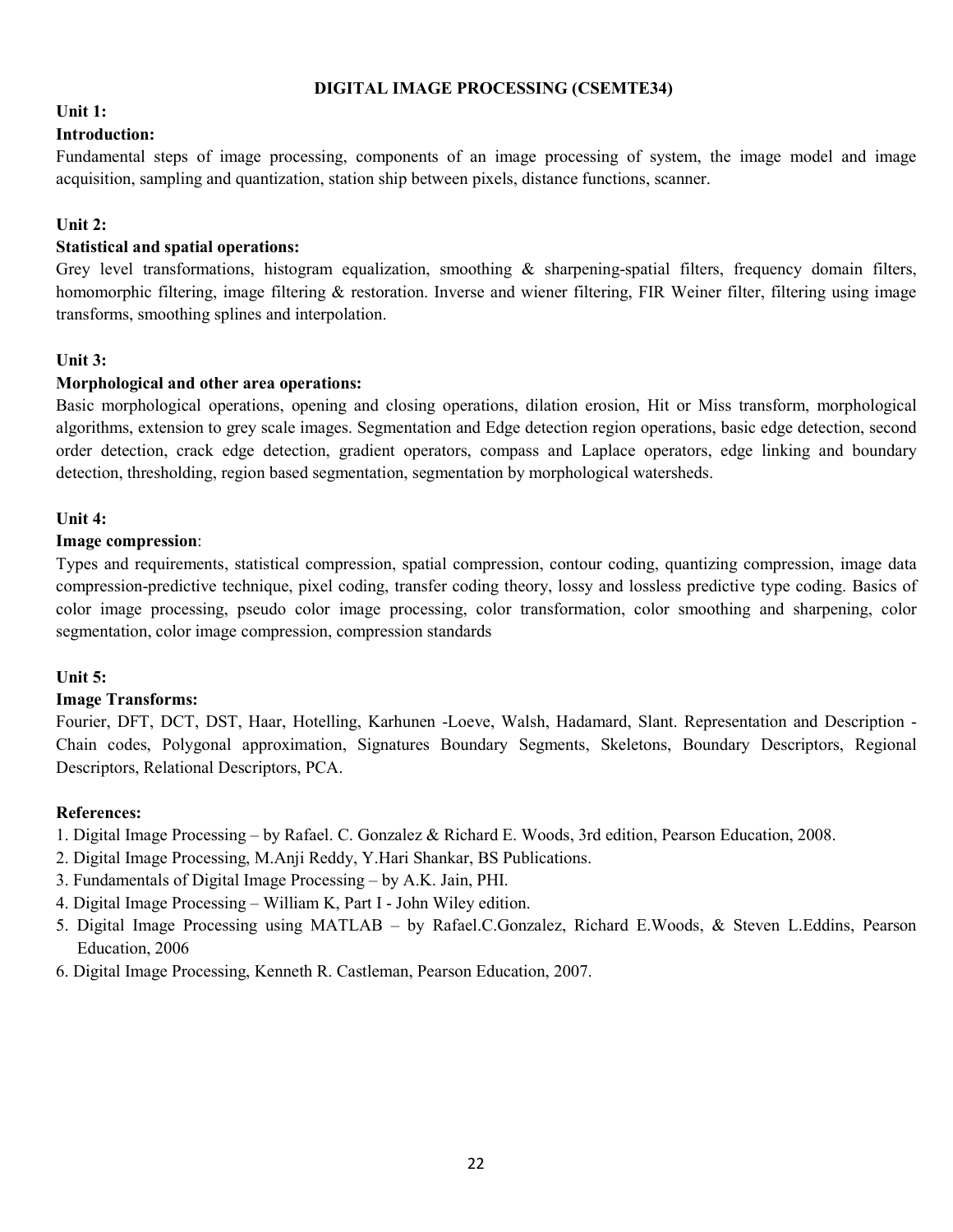# DIGITAL IMAGE PROCESSING (CSEMTE34)

**Unit 1:**

**Introduction:**

Fundamental steps of image processing, components of an image processing of system, the image model and image acquisition, sampling and quantization, station ship between pixels, distance functions, scanner.

**Unit 2:**

**Statistical and spatial operations:**

Grey level transformations, histogram equalization, smoothing & sharpening-spatial filters, frequency domain filters, homomorphic filtering, image filtering & restoration. Inverse and wiener filtering, FIR Weiner filter, filtering using image transforms, smoothing splines and interpolation.

**Unit 3:**

**Morphological and other area operations:**

Basic morphological operations, opening and closing operations, dilation erosion, Hit or Miss transform, morphological algorithms, extension to grey scale images. Segmentation and Edge detection region operations, basic edge detection, second order detection, crack edge detection, gradient operators, compass and Laplace operators, edge linking and boundary detection, thresholding, region based segmentation, segmentation by morphological watersheds.

**Unit 4:**

**Image compression**:

Types and requirements, statistical compression, spatial compression, contour coding, quantizing compression, image data compression-predictive technique, pixel coding, transfer coding theory, lossy and lossless predictive type coding. Basics of color image processing, pseudo color image processing, color transformation, color smoothing and sharpening, color segmentation, color image compression, compression standards

**Unit 5:**

**Image Transforms:**

Fourier, DFT, DCT, DST, Haar, Hotelling, Karhunen -Loeve, Walsh, Hadamard, Slant. Representation and Description - Chain codes, Polygonal approximation, Signatures Boundary Segments, Skeletons, Boundary Descriptors, Regional Descriptors, Relational Descriptors, PCA.

**References:**

1. Digital Image Processing – by Rafael. C. Gonzalez & Richard E. Woods, 3rd edition, Pearson Education, 2008.
2. Digital Image Processing, M.Anji Reddy, Y.Hari Shankar, BS Publications.
3. Fundamentals of Digital Image Processing – by A.K. Jain, PHI.
4. Digital Image Processing – William K, Part I - John Wiley edition.
5. Digital Image Processing using MATLAB – by Rafael.C.Gonzalez, Richard E.Woods, & Steven L.Eddins, Pearson Education, 2006
6. Digital Image Processing, Kenneth R. Castleman, Pearson Education, 2007.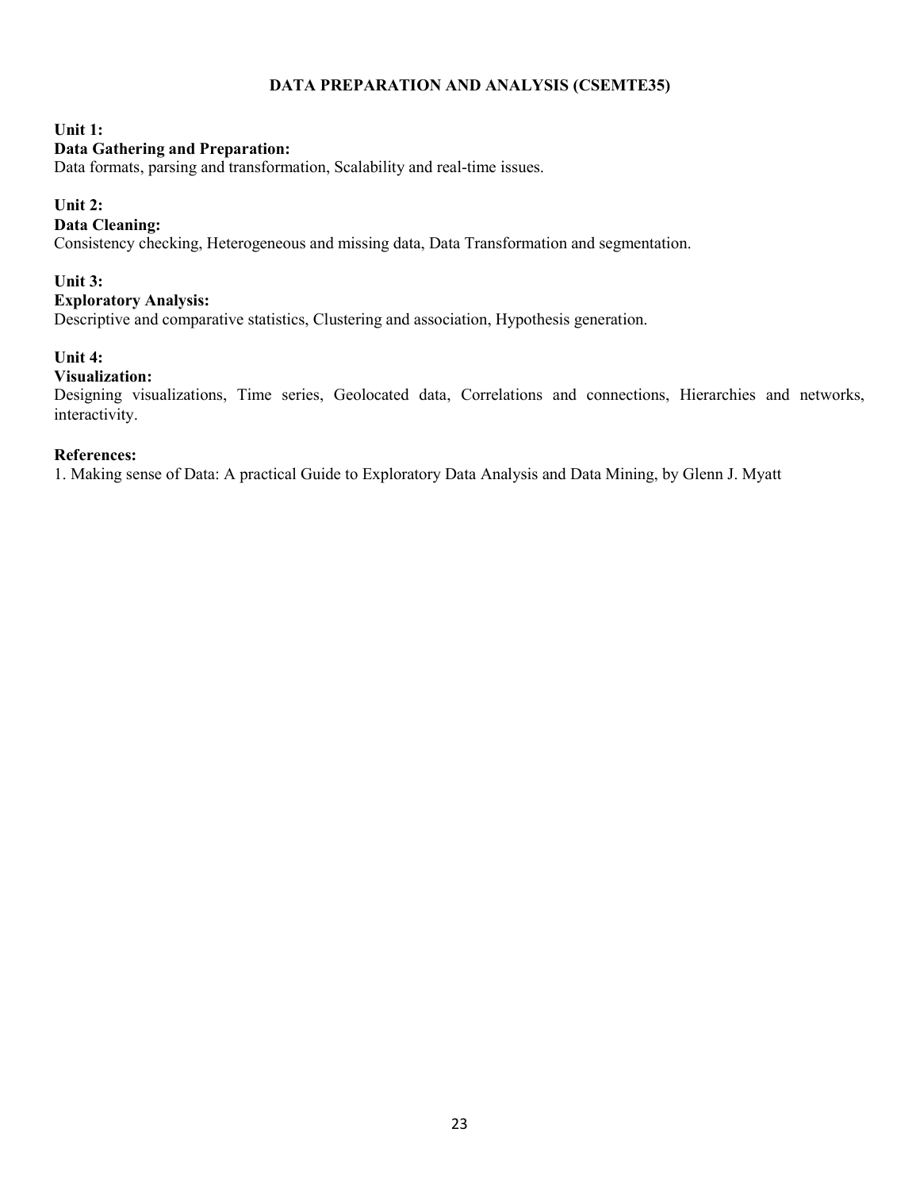# DATA PREPARATION AND ANALYSIS (CSEMTE35)

**Unit 1:**
**Data Gathering and Preparation:**
Data formats, parsing and transformation, Scalability and real-time issues.

**Unit 2:**
**Data Cleaning:**
Consistency checking, Heterogeneous and missing data, Data Transformation and segmentation.

**Unit 3:**
**Exploratory Analysis:**
Descriptive and comparative statistics, Clustering and association, Hypothesis generation.

**Unit 4:**
**Visualization:**
Designing visualizations, Time series, Geolocated data, Correlations and connections, Hierarchies and networks, interactivity.

**References:**

1. Making sense of Data: A practical Guide to Exploratory Data Analysis and Data Mining, by Glenn J. Myatt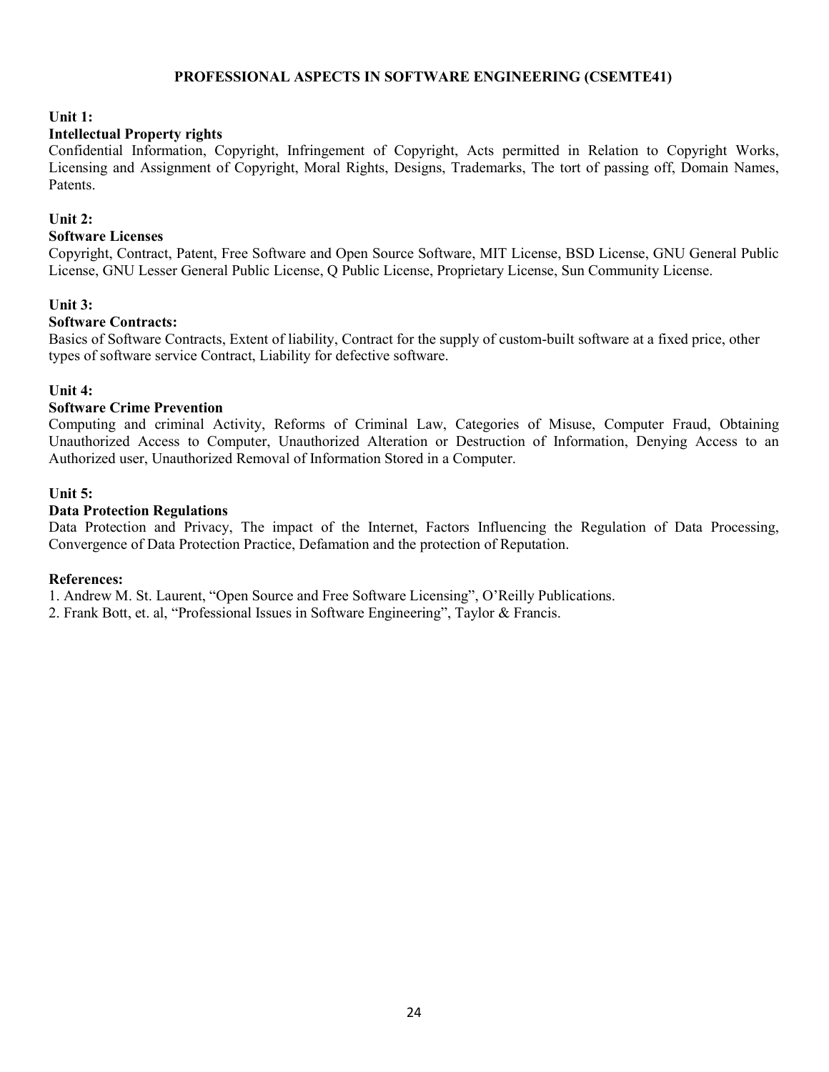# PROFESSIONAL ASPECTS IN SOFTWARE ENGINEERING (CSEMTE41)

**Unit 1:**

**Intellectual Property rights**

Confidential Information, Copyright, Infringement of Copyright, Acts permitted in Relation to Copyright Works, Licensing and Assignment of Copyright, Moral Rights, Designs, Trademarks, The tort of passing off, Domain Names, Patents.

**Unit 2:**

**Software Licenses**

Copyright, Contract, Patent, Free Software and Open Source Software, MIT License, BSD License, GNU General Public License, GNU Lesser General Public License, Q Public License, Proprietary License, Sun Community License.

**Unit 3:**

**Software Contracts:**

Basics of Software Contracts, Extent of liability, Contract for the supply of custom-built software at a fixed price, other types of software service Contract, Liability for defective software.

**Unit 4:**

**Software Crime Prevention**

Computing and criminal Activity, Reforms of Criminal Law, Categories of Misuse, Computer Fraud, Obtaining Unauthorized Access to Computer, Unauthorized Alteration or Destruction of Information, Denying Access to an Authorized user, Unauthorized Removal of Information Stored in a Computer.

**Unit 5:**

**Data Protection Regulations**

Data Protection and Privacy, The impact of the Internet, Factors Influencing the Regulation of Data Processing, Convergence of Data Protection Practice, Defamation and the protection of Reputation.

**References:**

1. Andrew M. St. Laurent, "Open Source and Free Software Licensing", O'Reilly Publications.
2. Frank Bott, et. al, "Professional Issues in Software Engineering", Taylor & Francis.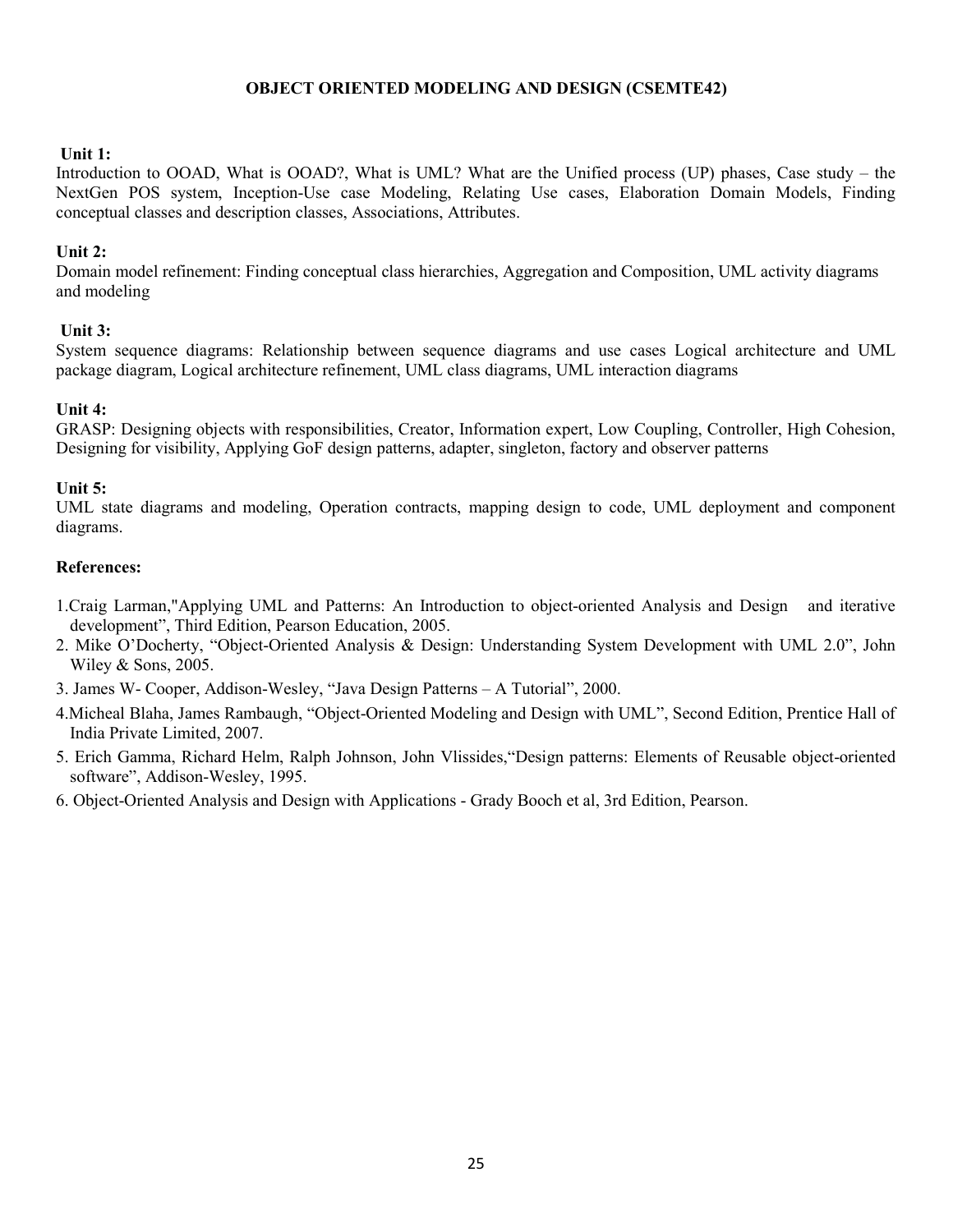## OBJECT ORIENTED MODELING AND DESIGN (CSEMTE42)

**Unit 1:**
Introduction to OOAD, What is OOAD?, What is UML? What are the Unified process (UP) phases, Case study – the NextGen POS system, Inception-Use case Modeling, Relating Use cases, Elaboration Domain Models, Finding conceptual classes and description classes, Associations, Attributes.

**Unit 2:**
Domain model refinement: Finding conceptual class hierarchies, Aggregation and Composition, UML activity diagrams and modeling

**Unit 3:**
System sequence diagrams: Relationship between sequence diagrams and use cases Logical architecture and UML package diagram, Logical architecture refinement, UML class diagrams, UML interaction diagrams

**Unit 4:**
GRASP: Designing objects with responsibilities, Creator, Information expert, Low Coupling, Controller, High Cohesion, Designing for visibility, Applying GoF design patterns, adapter, singleton, factory and observer patterns

**Unit 5:**
UML state diagrams and modeling, Operation contracts, mapping design to code, UML deployment and component diagrams.

**References:**

1. Craig Larman,"Applying UML and Patterns: An Introduction to object-oriented Analysis and Design and iterative development", Third Edition, Pearson Education, 2005.
2. Mike O'Docherty, "Object-Oriented Analysis & Design: Understanding System Development with UML 2.0", John Wiley & Sons, 2005.
3. James W- Cooper, Addison-Wesley, "Java Design Patterns – A Tutorial", 2000.
4. Micheal Blaha, James Rambaugh, "Object-Oriented Modeling and Design with UML", Second Edition, Prentice Hall of India Private Limited, 2007.
5. Erich Gamma, Richard Helm, Ralph Johnson, John Vlissides,"Design patterns: Elements of Reusable object-oriented software", Addison-Wesley, 1995.
6. Object-Oriented Analysis and Design with Applications - Grady Booch et al, 3rd Edition, Pearson.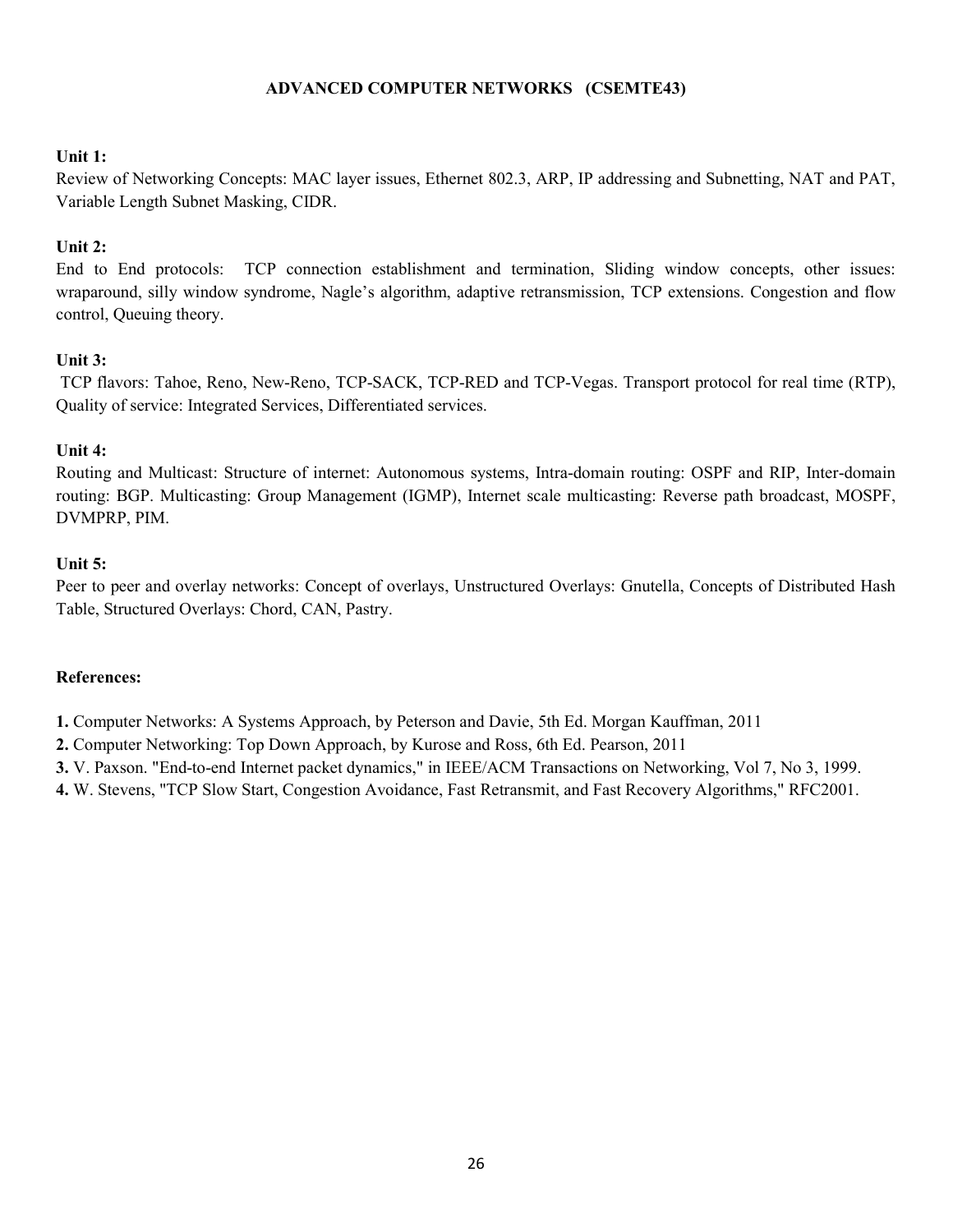## ADVANCED COMPUTER NETWORKS (CSEMTE43)

**Unit 1:**
Review of Networking Concepts: MAC layer issues, Ethernet 802.3, ARP, IP addressing and Subnetting, NAT and PAT, Variable Length Subnet Masking, CIDR.

**Unit 2:**
End to End protocols: TCP connection establishment and termination, Sliding window concepts, other issues: wraparound, silly window syndrome, Nagle's algorithm, adaptive retransmission, TCP extensions. Congestion and flow control, Queuing theory.

**Unit 3:**
TCP flavors: Tahoe, Reno, New-Reno, TCP-SACK, TCP-RED and TCP-Vegas. Transport protocol for real time (RTP), Quality of service: Integrated Services, Differentiated services.

**Unit 4:**
Routing and Multicast: Structure of internet: Autonomous systems, Intra-domain routing: OSPF and RIP, Inter-domain routing: BGP. Multicasting: Group Management (IGMP), Internet scale multicasting: Reverse path broadcast, MOSPF, DVMPRP, PIM.

**Unit 5:**
Peer to peer and overlay networks: Concept of overlays, Unstructured Overlays: Gnutella, Concepts of Distributed Hash Table, Structured Overlays: Chord, CAN, Pastry.

**References:**

**1.** Computer Networks: A Systems Approach, by Peterson and Davie, 5th Ed. Morgan Kauffman, 2011

**2.** Computer Networking: Top Down Approach, by Kurose and Ross, 6th Ed. Pearson, 2011

**3.** V. Paxson. "End-to-end Internet packet dynamics," in IEEE/ACM Transactions on Networking, Vol 7, No 3, 1999.

**4.** W. Stevens, "TCP Slow Start, Congestion Avoidance, Fast Retransmit, and Fast Recovery Algorithms," RFC2001.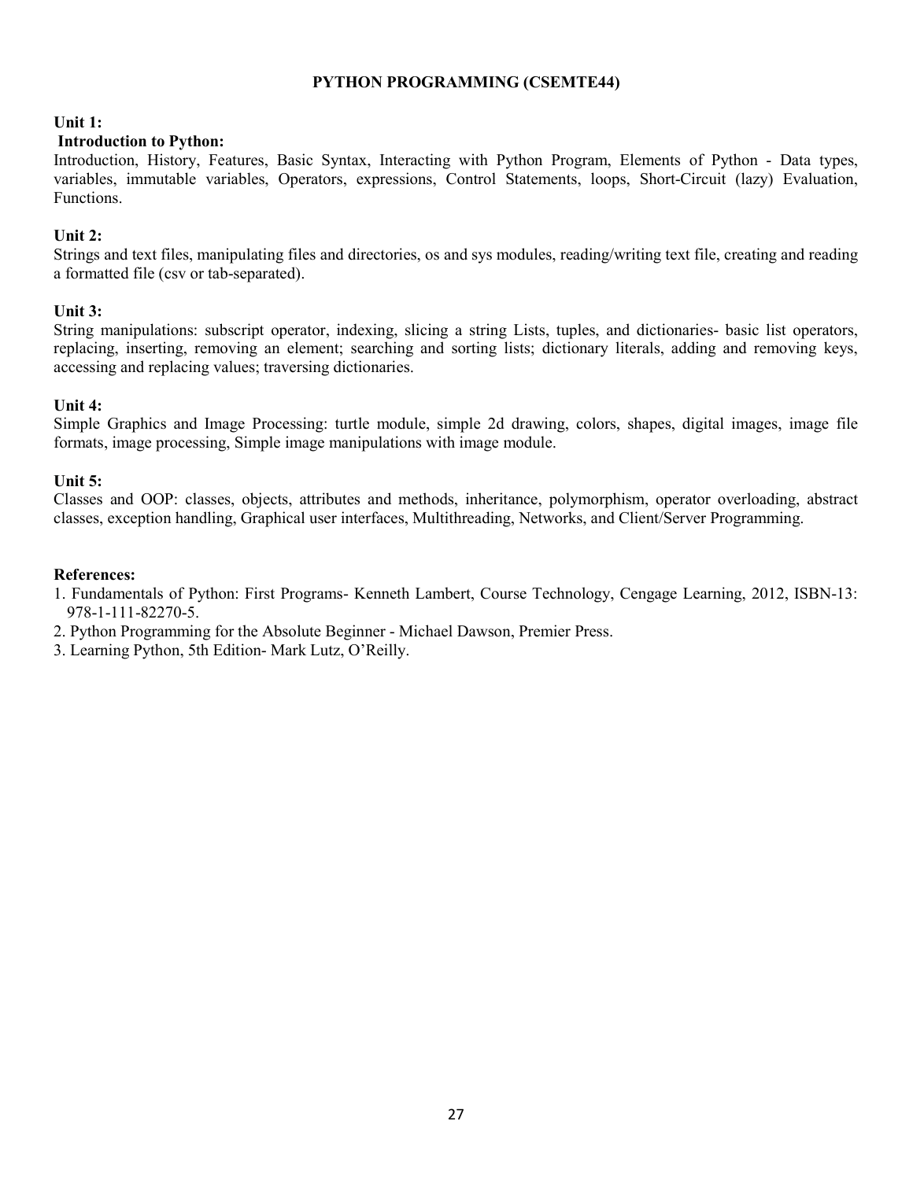# PYTHON PROGRAMMING (CSEMTE44)

**Unit 1:**

**Introduction to Python:**

Introduction, History, Features, Basic Syntax, Interacting with Python Program, Elements of Python - Data types, variables, immutable variables, Operators, expressions, Control Statements, loops, Short-Circuit (lazy) Evaluation, Functions.

**Unit 2:**

Strings and text files, manipulating files and directories, os and sys modules, reading/writing text file, creating and reading a formatted file (csv or tab-separated).

**Unit 3:**

String manipulations: subscript operator, indexing, slicing a string Lists, tuples, and dictionaries- basic list operators, replacing, inserting, removing an element; searching and sorting lists; dictionary literals, adding and removing keys, accessing and replacing values; traversing dictionaries.

**Unit 4:**

Simple Graphics and Image Processing: turtle module, simple 2d drawing, colors, shapes, digital images, image file formats, image processing, Simple image manipulations with image module.

**Unit 5:**

Classes and OOP: classes, objects, attributes and methods, inheritance, polymorphism, operator overloading, abstract classes, exception handling, Graphical user interfaces, Multithreading, Networks, and Client/Server Programming.

**References:**

1. Fundamentals of Python: First Programs- Kenneth Lambert, Course Technology, Cengage Learning, 2012, ISBN-13: 978-1-111-82270-5.
2. Python Programming for the Absolute Beginner - Michael Dawson, Premier Press.
3. Learning Python, 5th Edition- Mark Lutz, O'Reilly.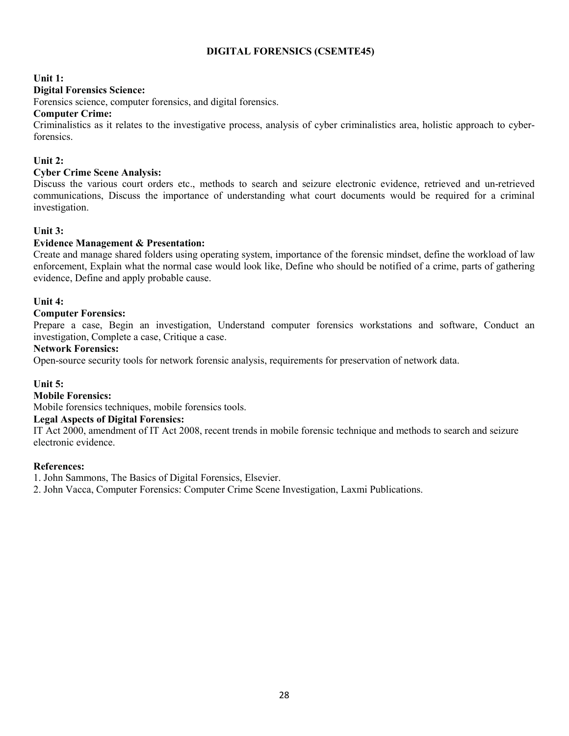# DIGITAL FORENSICS (CSEMTE45)

**Unit 1:**

**Digital Forensics Science:**

Forensics science, computer forensics, and digital forensics.

**Computer Crime:**

Criminalistics as it relates to the investigative process, analysis of cyber criminalistics area, holistic approach to cyber-forensics.

**Unit 2:**

**Cyber Crime Scene Analysis:**

Discuss the various court orders etc., methods to search and seizure electronic evidence, retrieved and un-retrieved communications, Discuss the importance of understanding what court documents would be required for a criminal investigation.

**Unit 3:**

**Evidence Management & Presentation:**

Create and manage shared folders using operating system, importance of the forensic mindset, define the workload of law enforcement, Explain what the normal case would look like, Define who should be notified of a crime, parts of gathering evidence, Define and apply probable cause.

**Unit 4:**

**Computer Forensics:**

Prepare a case, Begin an investigation, Understand computer forensics workstations and software, Conduct an investigation, Complete a case, Critique a case.

**Network Forensics:**

Open-source security tools for network forensic analysis, requirements for preservation of network data.

**Unit 5:**

**Mobile Forensics:**

Mobile forensics techniques, mobile forensics tools.

**Legal Aspects of Digital Forensics:**

IT Act 2000, amendment of IT Act 2008, recent trends in mobile forensic technique and methods to search and seizure electronic evidence.

**References:**

1. John Sammons, The Basics of Digital Forensics, Elsevier.
2. John Vacca, Computer Forensics: Computer Crime Scene Investigation, Laxmi Publications.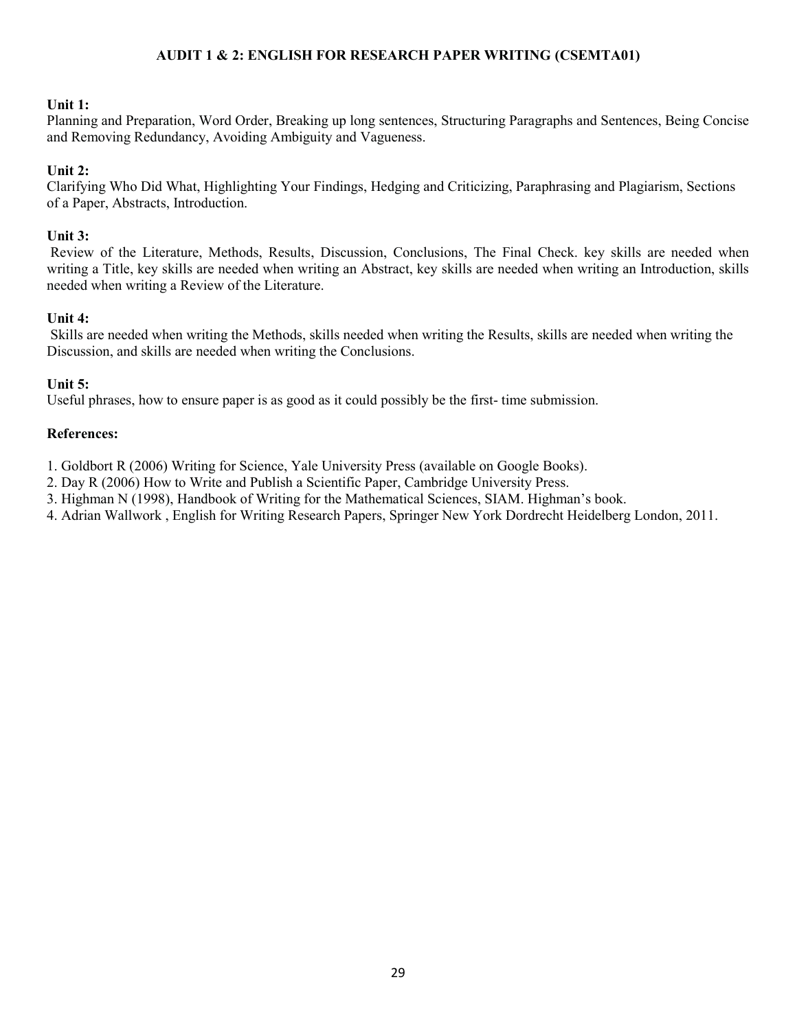## AUDIT 1 & 2: ENGLISH FOR RESEARCH PAPER WRITING (CSEMTA01)

**Unit 1:**
Planning and Preparation, Word Order, Breaking up long sentences, Structuring Paragraphs and Sentences, Being Concise and Removing Redundancy, Avoiding Ambiguity and Vagueness.

**Unit 2:**
Clarifying Who Did What, Highlighting Your Findings, Hedging and Criticizing, Paraphrasing and Plagiarism, Sections of a Paper, Abstracts, Introduction.

**Unit 3:**
Review of the Literature, Methods, Results, Discussion, Conclusions, The Final Check. key skills are needed when writing a Title, key skills are needed when writing an Abstract, key skills are needed when writing an Introduction, skills needed when writing a Review of the Literature.

**Unit 4:**
Skills are needed when writing the Methods, skills needed when writing the Results, skills are needed when writing the Discussion, and skills are needed when writing the Conclusions.

**Unit 5:**
Useful phrases, how to ensure paper is as good as it could possibly be the first- time submission.

**References:**

1. Goldbort R (2006) Writing for Science, Yale University Press (available on Google Books).
2. Day R (2006) How to Write and Publish a Scientific Paper, Cambridge University Press.
3. Highman N (1998), Handbook of Writing for the Mathematical Sciences, SIAM. Highman's book.
4. Adrian Wallwork , English for Writing Research Papers, Springer New York Dordrecht Heidelberg London, 2011.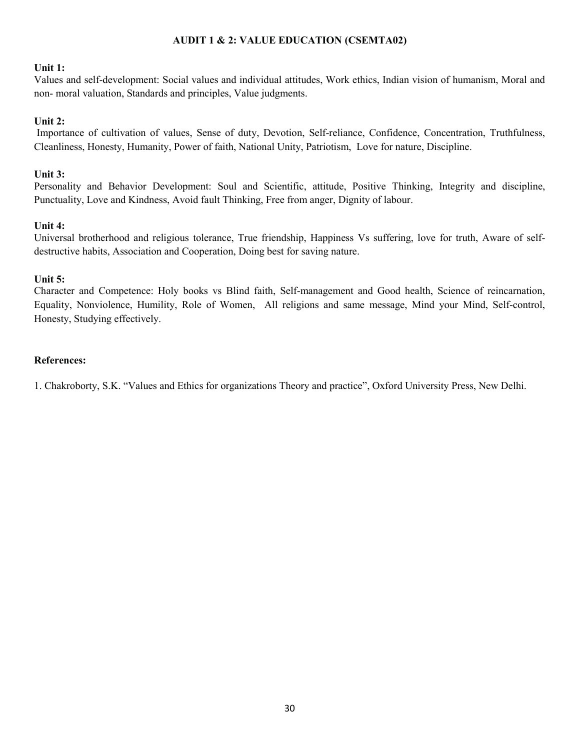# AUDIT 1 & 2: VALUE EDUCATION (CSEMTA02)

**Unit 1:**

Values and self-development: Social values and individual attitudes, Work ethics, Indian vision of humanism, Moral and non- moral valuation, Standards and principles, Value judgments.

**Unit 2:**

Importance of cultivation of values, Sense of duty, Devotion, Self-reliance, Confidence, Concentration, Truthfulness, Cleanliness, Honesty, Humanity, Power of faith, National Unity, Patriotism, Love for nature, Discipline.

**Unit 3:**

Personality and Behavior Development: Soul and Scientific, attitude, Positive Thinking, Integrity and discipline, Punctuality, Love and Kindness, Avoid fault Thinking, Free from anger, Dignity of labour.

**Unit 4:**

Universal brotherhood and religious tolerance, True friendship, Happiness Vs suffering, love for truth, Aware of self-destructive habits, Association and Cooperation, Doing best for saving nature.

**Unit 5:**

Character and Competence: Holy books vs Blind faith, Self-management and Good health, Science of reincarnation, Equality, Nonviolence, Humility, Role of Women, All religions and same message, Mind your Mind, Self-control, Honesty, Studying effectively.

**References:**

1. Chakroborty, S.K. "Values and Ethics for organizations Theory and practice", Oxford University Press, New Delhi.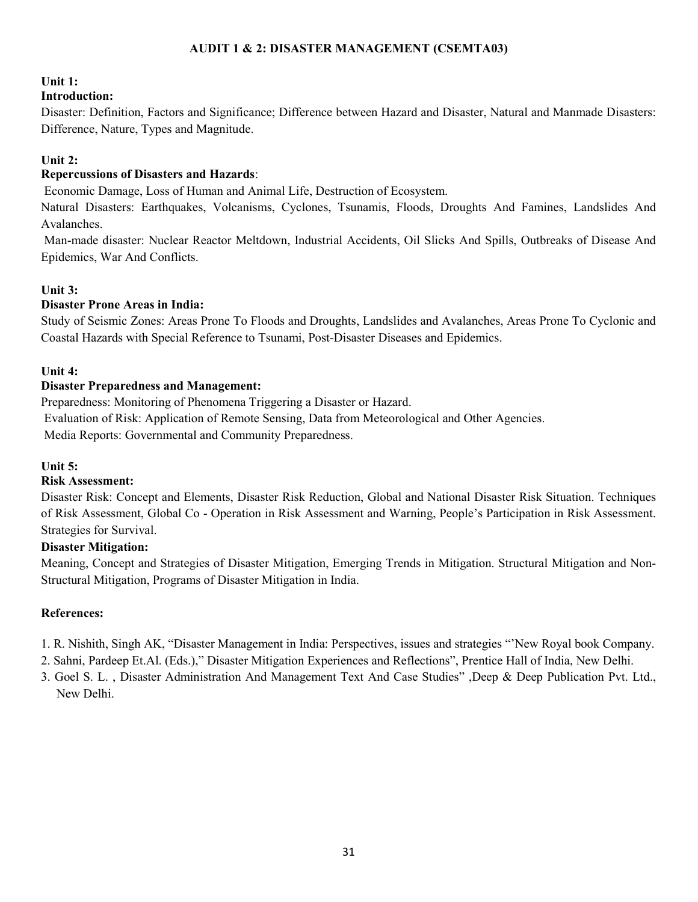## AUDIT 1 & 2: DISASTER MANAGEMENT (CSEMTA03)

**Unit 1:**

**Introduction:**

Disaster: Definition, Factors and Significance; Difference between Hazard and Disaster, Natural and Manmade Disasters: Difference, Nature, Types and Magnitude.

**Unit 2:**

**Repercussions of Disasters and Hazards**:

Economic Damage, Loss of Human and Animal Life, Destruction of Ecosystem.

Natural Disasters: Earthquakes, Volcanisms, Cyclones, Tsunamis, Floods, Droughts And Famines, Landslides And Avalanches.

Man-made disaster: Nuclear Reactor Meltdown, Industrial Accidents, Oil Slicks And Spills, Outbreaks of Disease And Epidemics, War And Conflicts.

**Unit 3:**

**Disaster Prone Areas in India:**

Study of Seismic Zones: Areas Prone To Floods and Droughts, Landslides and Avalanches, Areas Prone To Cyclonic and Coastal Hazards with Special Reference to Tsunami, Post-Disaster Diseases and Epidemics.

**Unit 4:**

**Disaster Preparedness and Management:**

Preparedness: Monitoring of Phenomena Triggering a Disaster or Hazard.

Evaluation of Risk: Application of Remote Sensing, Data from Meteorological and Other Agencies.

Media Reports: Governmental and Community Preparedness.

**Unit 5:**

**Risk Assessment:**

Disaster Risk: Concept and Elements, Disaster Risk Reduction, Global and National Disaster Risk Situation. Techniques of Risk Assessment, Global Co - Operation in Risk Assessment and Warning, People's Participation in Risk Assessment. Strategies for Survival.

**Disaster Mitigation:**

Meaning, Concept and Strategies of Disaster Mitigation, Emerging Trends in Mitigation. Structural Mitigation and Non-Structural Mitigation, Programs of Disaster Mitigation in India.

**References:**

1. R. Nishith, Singh AK, "Disaster Management in India: Perspectives, issues and strategies "'New Royal book Company.
2. Sahni, Pardeep Et.Al. (Eds.)," Disaster Mitigation Experiences and Reflections", Prentice Hall of India, New Delhi.
3. Goel S. L. , Disaster Administration And Management Text And Case Studies" ,Deep & Deep Publication Pvt. Ltd., New Delhi.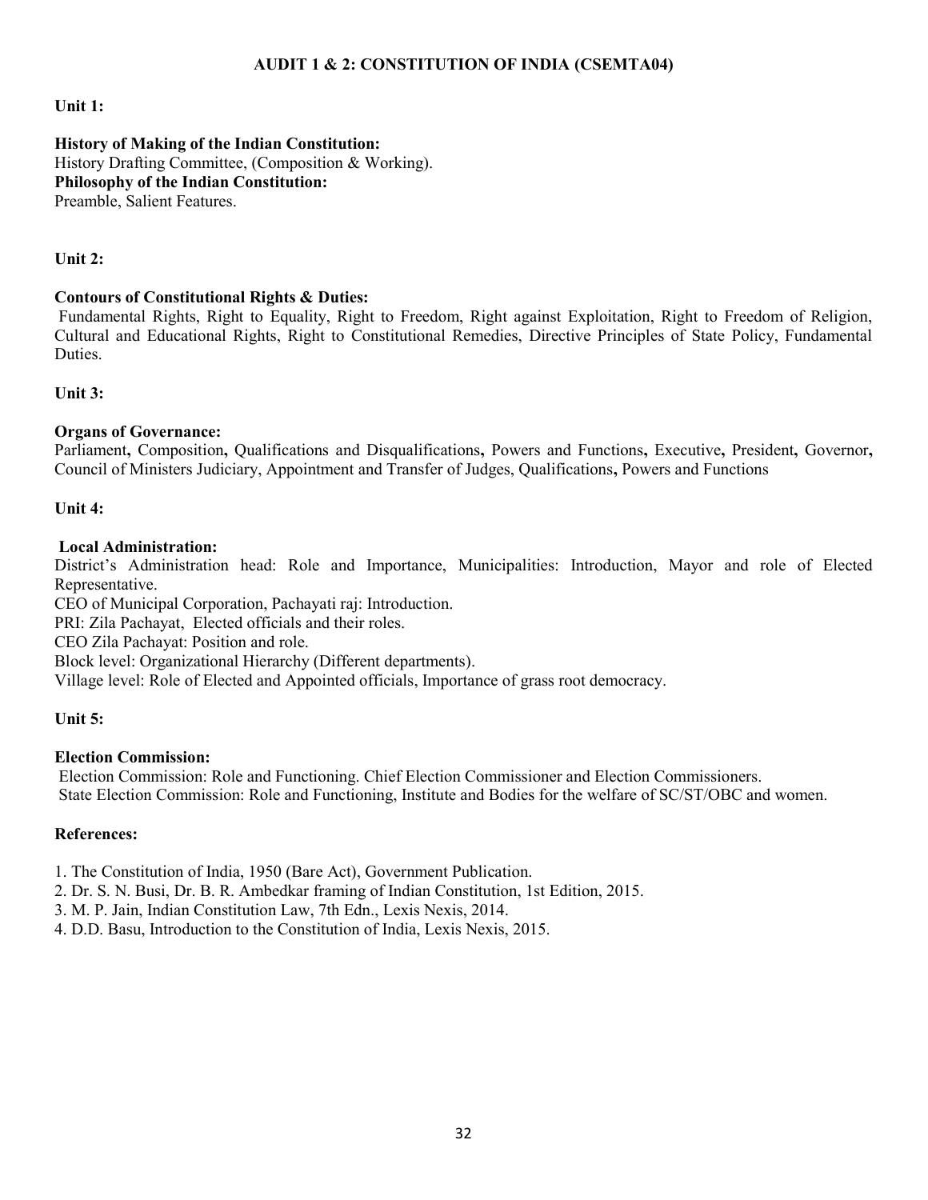## AUDIT 1 & 2: CONSTITUTION OF INDIA (CSEMTA04)

**Unit 1:**

**History of Making of the Indian Constitution:**
History Drafting Committee, (Composition & Working).
**Philosophy of the Indian Constitution:**
Preamble, Salient Features.

**Unit 2:**

**Contours of Constitutional Rights & Duties:**
Fundamental Rights, Right to Equality, Right to Freedom, Right against Exploitation, Right to Freedom of Religion, Cultural and Educational Rights, Right to Constitutional Remedies, Directive Principles of State Policy, Fundamental Duties.

**Unit 3:**

**Organs of Governance:**
Parliament**,** Composition**,** Qualifications and Disqualifications**,** Powers and Functions**,** Executive**,** President**,** Governor**,** Council of Ministers Judiciary, Appointment and Transfer of Judges, Qualifications**,** Powers and Functions

**Unit 4:**

**Local Administration:**
District's Administration head: Role and Importance, Municipalities: Introduction, Mayor and role of Elected Representative.
CEO of Municipal Corporation, Pachayati raj: Introduction.
PRI: Zila Pachayat, Elected officials and their roles.
CEO Zila Pachayat: Position and role.
Block level: Organizational Hierarchy (Different departments).
Village level: Role of Elected and Appointed officials, Importance of grass root democracy.

**Unit 5:**

**Election Commission:**
Election Commission: Role and Functioning. Chief Election Commissioner and Election Commissioners.
State Election Commission: Role and Functioning, Institute and Bodies for the welfare of SC/ST/OBC and women.

**References:**

1. The Constitution of India, 1950 (Bare Act), Government Publication.
2. Dr. S. N. Busi, Dr. B. R. Ambedkar framing of Indian Constitution, 1st Edition, 2015.
3. M. P. Jain, Indian Constitution Law, 7th Edn., Lexis Nexis, 2014.
4. D.D. Basu, Introduction to the Constitution of India, Lexis Nexis, 2015.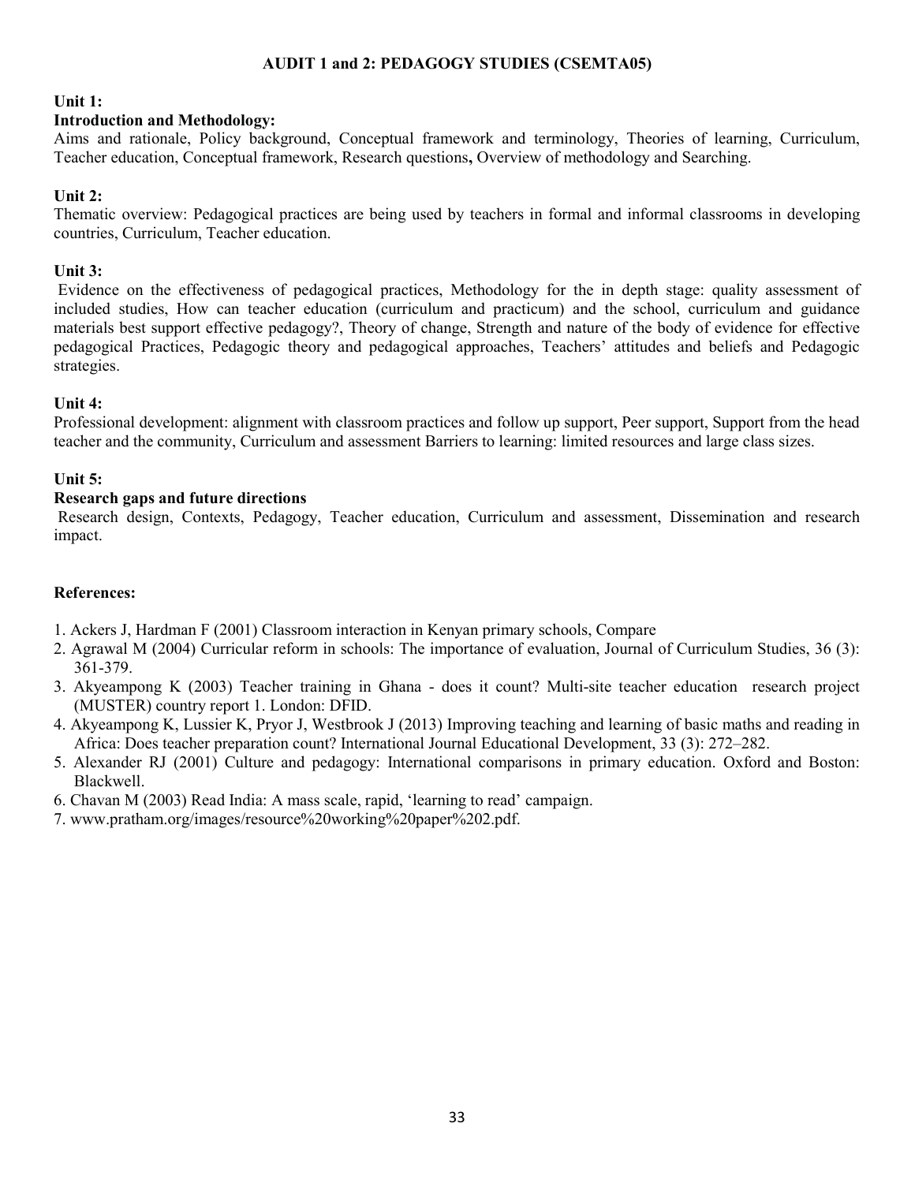## AUDIT 1 and 2: PEDAGOGY STUDIES (CSEMTA05)

### Unit 1:

**Introduction and Methodology:**

Aims and rationale, Policy background, Conceptual framework and terminology, Theories of learning, Curriculum, Teacher education, Conceptual framework, Research questions**,** Overview of methodology and Searching.

### Unit 2:

Thematic overview: Pedagogical practices are being used by teachers in formal and informal classrooms in developing countries, Curriculum, Teacher education.

### Unit 3:

Evidence on the effectiveness of pedagogical practices, Methodology for the in depth stage: quality assessment of included studies, How can teacher education (curriculum and practicum) and the school, curriculum and guidance materials best support effective pedagogy?, Theory of change, Strength and nature of the body of evidence for effective pedagogical Practices, Pedagogic theory and pedagogical approaches, Teachers' attitudes and beliefs and Pedagogic strategies.

### Unit 4:

Professional development: alignment with classroom practices and follow up support, Peer support, Support from the head teacher and the community, Curriculum and assessment Barriers to learning: limited resources and large class sizes.

### Unit 5:

**Research gaps and future directions**

Research design, Contexts, Pedagogy, Teacher education, Curriculum and assessment, Dissemination and research impact.

### References:

1. Ackers J, Hardman F (2001) Classroom interaction in Kenyan primary schools, Compare
2. Agrawal M (2004) Curricular reform in schools: The importance of evaluation, Journal of Curriculum Studies, 36 (3): 361-379.
3. Akyeampong K (2003) Teacher training in Ghana - does it count? Multi-site teacher education research project (MUSTER) country report 1. London: DFID.
4. Akyeampong K, Lussier K, Pryor J, Westbrook J (2013) Improving teaching and learning of basic maths and reading in Africa: Does teacher preparation count? International Journal Educational Development, 33 (3): 272–282.
5. Alexander RJ (2001) Culture and pedagogy: International comparisons in primary education. Oxford and Boston: Blackwell.
6. Chavan M (2003) Read India: A mass scale, rapid, 'learning to read' campaign.
7. www.pratham.org/images/resource%20working%20paper%202.pdf.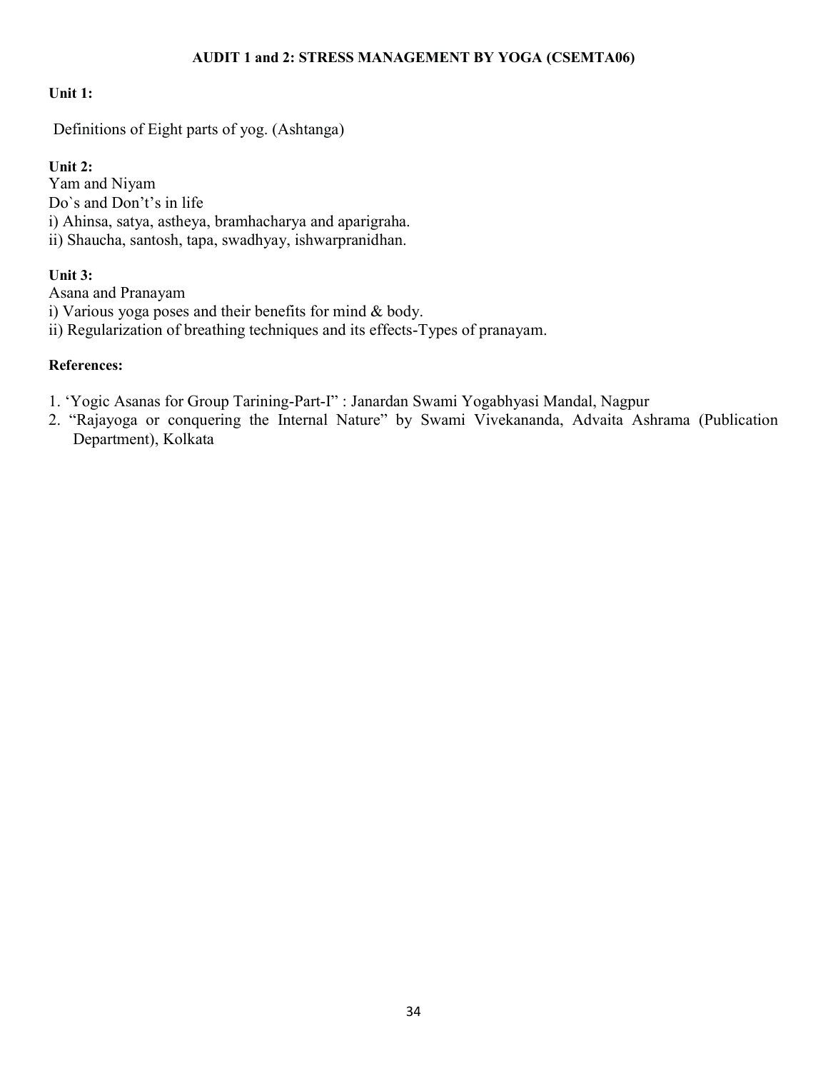## AUDIT 1 and 2: STRESS MANAGEMENT BY YOGA (CSEMTA06)

**Unit 1:**

Definitions of Eight parts of yog. (Ashtanga)

**Unit 2:**

Yam and Niyam

Do`s and Don't's in life

i) Ahinsa, satya, astheya, bramhacharya and aparigraha.

ii) Shaucha, santosh, tapa, swadhyay, ishwarpranidhan.

**Unit 3:**

Asana and Pranayam

i) Various yoga poses and their benefits for mind & body.

ii) Regularization of breathing techniques and its effects-Types of pranayam.

**References:**

1. 'Yogic Asanas for Group Tarining-Part-I" : Janardan Swami Yogabhyasi Mandal, Nagpur
2. "Rajayoga or conquering the Internal Nature" by Swami Vivekananda, Advaita Ashrama (Publication Department), Kolkata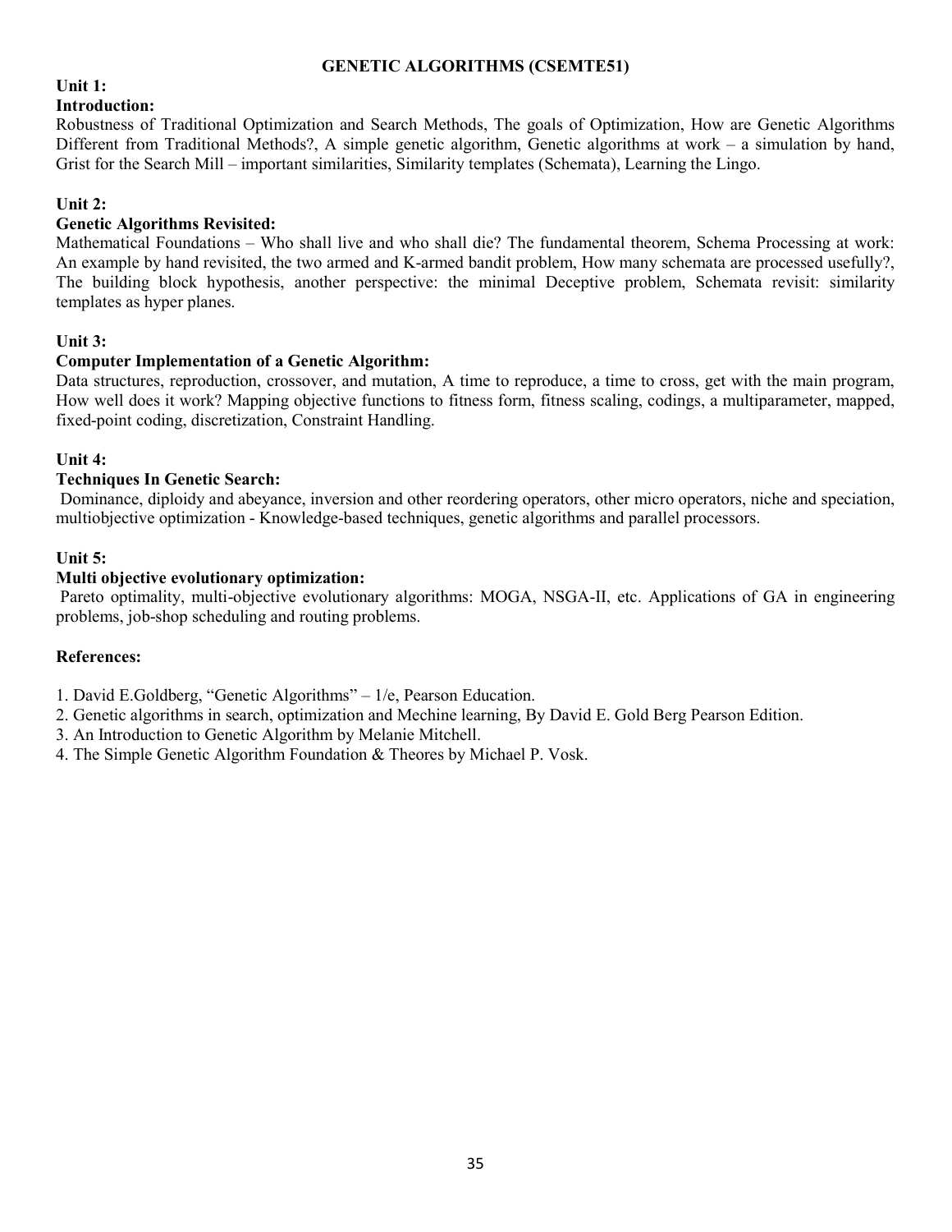## GENETIC ALGORITHMS (CSEMTE51)

**Unit 1:**

**Introduction:**

Robustness of Traditional Optimization and Search Methods, The goals of Optimization, How are Genetic Algorithms Different from Traditional Methods?, A simple genetic algorithm, Genetic algorithms at work – a simulation by hand, Grist for the Search Mill – important similarities, Similarity templates (Schemata), Learning the Lingo.

**Unit 2:**

**Genetic Algorithms Revisited:**

Mathematical Foundations – Who shall live and who shall die? The fundamental theorem, Schema Processing at work: An example by hand revisited, the two armed and K-armed bandit problem, How many schemata are processed usefully?, The building block hypothesis, another perspective: the minimal Deceptive problem, Schemata revisit: similarity templates as hyper planes.

**Unit 3:**

**Computer Implementation of a Genetic Algorithm:**

Data structures, reproduction, crossover, and mutation, A time to reproduce, a time to cross, get with the main program, How well does it work? Mapping objective functions to fitness form, fitness scaling, codings, a multiparameter, mapped, fixed-point coding, discretization, Constraint Handling.

**Unit 4:**

**Techniques In Genetic Search:**

Dominance, diploidy and abeyance, inversion and other reordering operators, other micro operators, niche and speciation, multiobjective optimization - Knowledge-based techniques, genetic algorithms and parallel processors.

**Unit 5:**

**Multi objective evolutionary optimization:**

Pareto optimality, multi-objective evolutionary algorithms: MOGA, NSGA-II, etc. Applications of GA in engineering problems, job-shop scheduling and routing problems.

**References:**

1. David E.Goldberg, "Genetic Algorithms" – 1/e, Pearson Education.
2. Genetic algorithms in search, optimization and Mechine learning, By David E. Gold Berg Pearson Edition.
3. An Introduction to Genetic Algorithm by Melanie Mitchell.
4. The Simple Genetic Algorithm Foundation & Theores by Michael P. Vosk.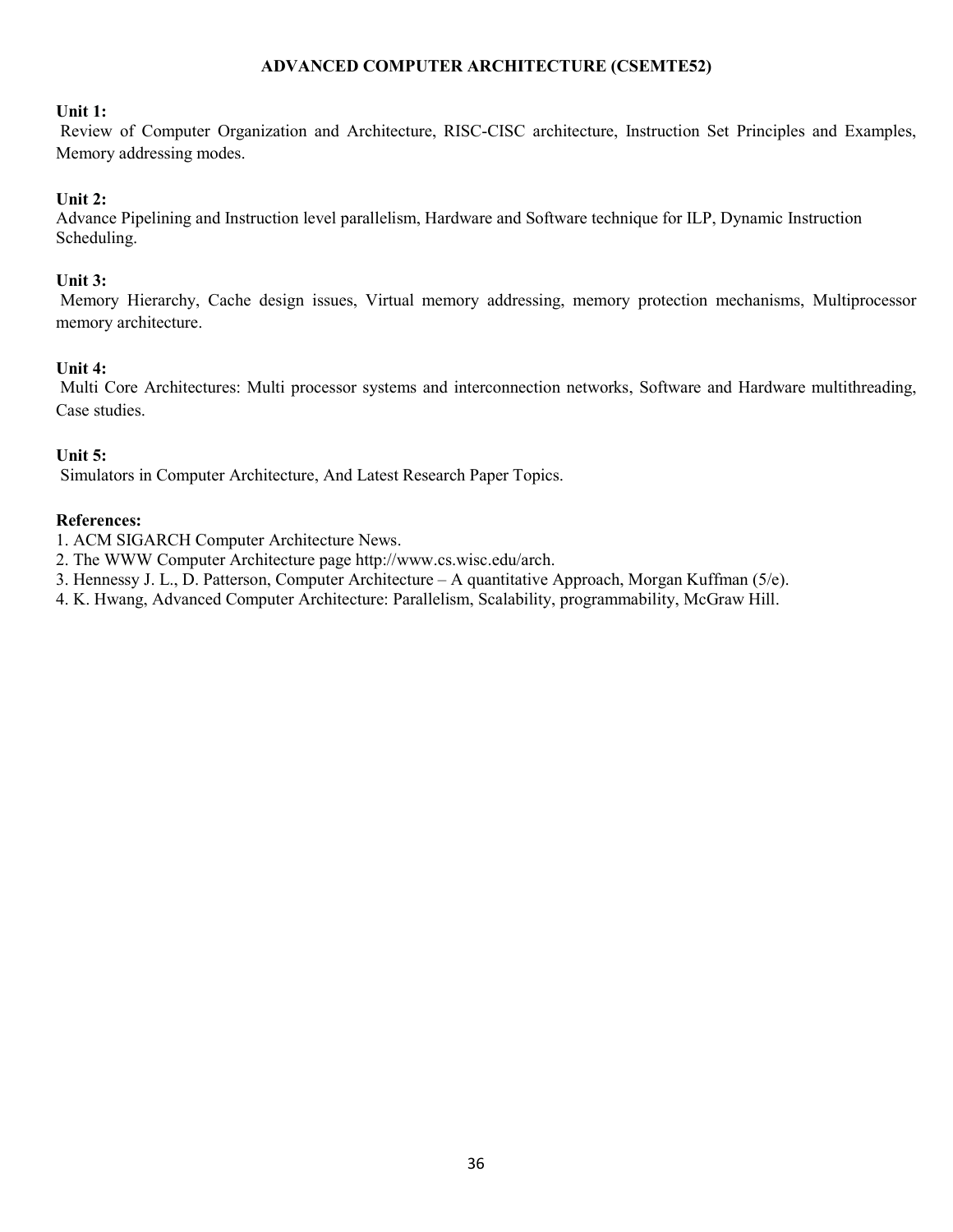## ADVANCED COMPUTER ARCHITECTURE (CSEMTE52)

**Unit 1:**
Review of Computer Organization and Architecture, RISC-CISC architecture, Instruction Set Principles and Examples, Memory addressing modes.

**Unit 2:**
Advance Pipelining and Instruction level parallelism, Hardware and Software technique for ILP, Dynamic Instruction Scheduling.

**Unit 3:**
Memory Hierarchy, Cache design issues, Virtual memory addressing, memory protection mechanisms, Multiprocessor memory architecture.

**Unit 4:**
Multi Core Architectures: Multi processor systems and interconnection networks, Software and Hardware multithreading, Case studies.

**Unit 5:**
Simulators in Computer Architecture, And Latest Research Paper Topics.

**References:**

1. ACM SIGARCH Computer Architecture News.
2. The WWW Computer Architecture page http://www.cs.wisc.edu/arch.
3. Hennessy J. L., D. Patterson, Computer Architecture – A quantitative Approach, Morgan Kuffman (5/e).
4. K. Hwang, Advanced Computer Architecture: Parallelism, Scalability, programmability, McGraw Hill.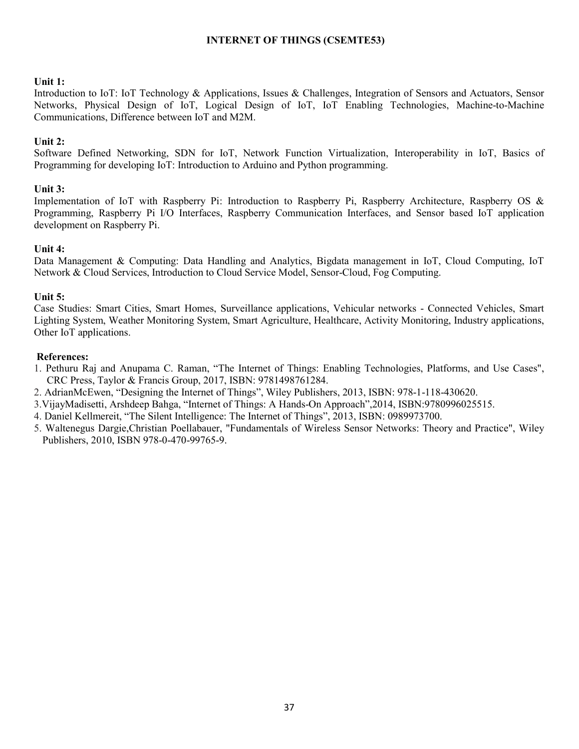## INTERNET OF THINGS (CSEMTE53)

**Unit 1:**
Introduction to IoT: IoT Technology & Applications, Issues & Challenges, Integration of Sensors and Actuators, Sensor Networks, Physical Design of IoT, Logical Design of IoT, IoT Enabling Technologies, Machine-to-Machine Communications, Difference between IoT and M2M.

**Unit 2:**
Software Defined Networking, SDN for IoT, Network Function Virtualization, Interoperability in IoT, Basics of Programming for developing IoT: Introduction to Arduino and Python programming.

**Unit 3:**
Implementation of IoT with Raspberry Pi: Introduction to Raspberry Pi, Raspberry Architecture, Raspberry OS & Programming, Raspberry Pi I/O Interfaces, Raspberry Communication Interfaces, and Sensor based IoT application development on Raspberry Pi.

**Unit 4:**
Data Management & Computing: Data Handling and Analytics, Bigdata management in IoT, Cloud Computing, IoT Network & Cloud Services, Introduction to Cloud Service Model, Sensor-Cloud, Fog Computing.

**Unit 5:**
Case Studies: Smart Cities, Smart Homes, Surveillance applications, Vehicular networks - Connected Vehicles, Smart Lighting System, Weather Monitoring System, Smart Agriculture, Healthcare, Activity Monitoring, Industry applications, Other IoT applications.

**References:**
1. Pethuru Raj and Anupama C. Raman, "The Internet of Things: Enabling Technologies, Platforms, and Use Cases", CRC Press, Taylor & Francis Group, 2017, ISBN: 9781498761284.
2. AdrianMcEwen, "Designing the Internet of Things", Wiley Publishers, 2013, ISBN: 978-1-118-430620.
3. VijayMadisetti, Arshdeep Bahga, "Internet of Things: A Hands-On Approach",2014, ISBN:9780996025515.
4. Daniel Kellmereit, "The Silent Intelligence: The Internet of Things", 2013, ISBN: 0989973700.
5. Waltenegus Dargie,Christian Poellabauer, "Fundamentals of Wireless Sensor Networks: Theory and Practice", Wiley Publishers, 2010, ISBN 978-0-470-99765-9.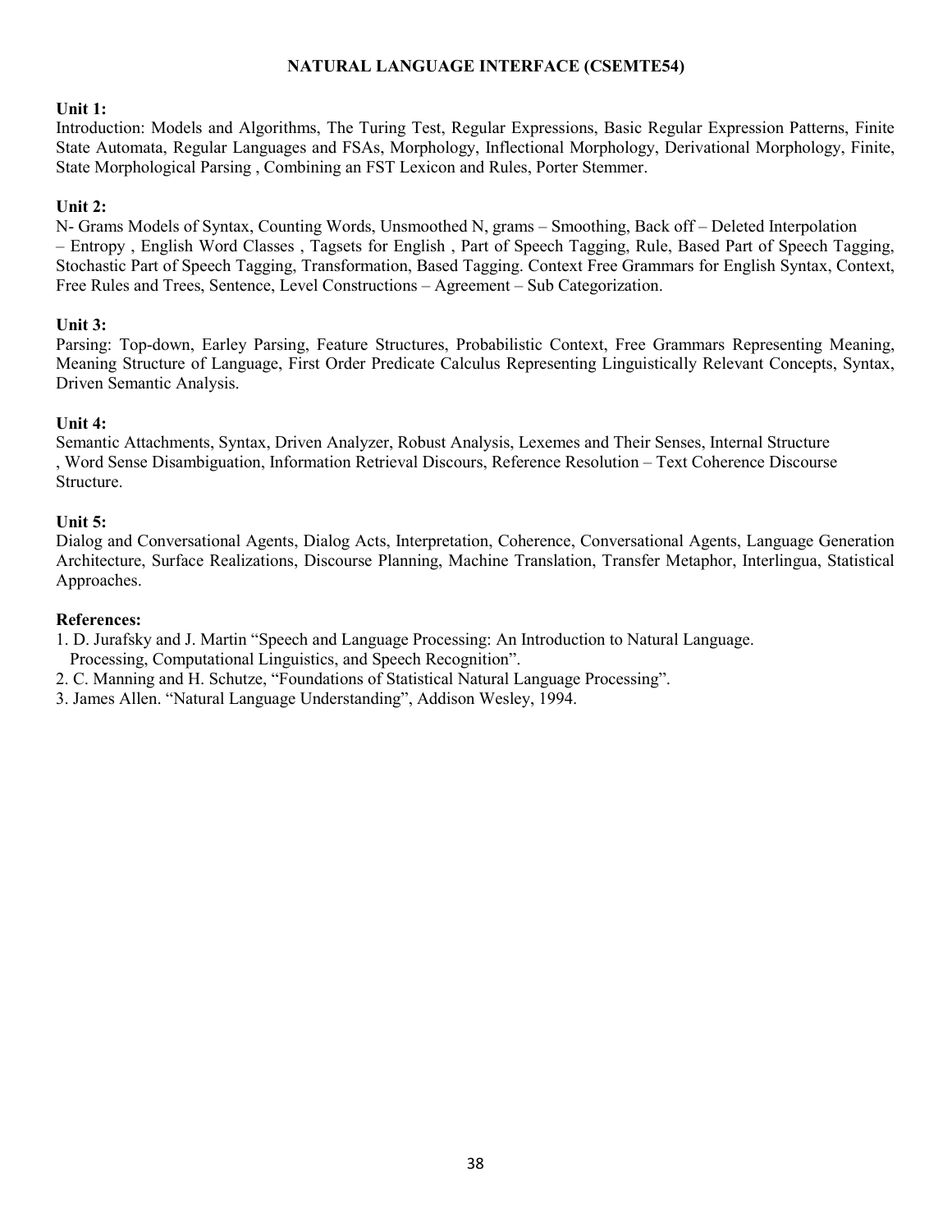# NATURAL LANGUAGE INTERFACE (CSEMTE54)

**Unit 1:**

Introduction: Models and Algorithms, The Turing Test, Regular Expressions, Basic Regular Expression Patterns, Finite State Automata, Regular Languages and FSAs, Morphology, Inflectional Morphology, Derivational Morphology, Finite, State Morphological Parsing , Combining an FST Lexicon and Rules, Porter Stemmer.

**Unit 2:**

N- Grams Models of Syntax, Counting Words, Unsmoothed N, grams – Smoothing, Back off – Deleted Interpolation – Entropy , English Word Classes , Tagsets for English , Part of Speech Tagging, Rule, Based Part of Speech Tagging, Stochastic Part of Speech Tagging, Transformation, Based Tagging. Context Free Grammars for English Syntax, Context, Free Rules and Trees, Sentence, Level Constructions – Agreement – Sub Categorization.

**Unit 3:**

Parsing: Top-down, Earley Parsing, Feature Structures, Probabilistic Context, Free Grammars Representing Meaning, Meaning Structure of Language, First Order Predicate Calculus Representing Linguistically Relevant Concepts, Syntax, Driven Semantic Analysis.

**Unit 4:**

Semantic Attachments, Syntax, Driven Analyzer, Robust Analysis, Lexemes and Their Senses, Internal Structure , Word Sense Disambiguation, Information Retrieval Discours, Reference Resolution – Text Coherence Discourse Structure.

**Unit 5:**

Dialog and Conversational Agents, Dialog Acts, Interpretation, Coherence, Conversational Agents, Language Generation Architecture, Surface Realizations, Discourse Planning, Machine Translation, Transfer Metaphor, Interlingua, Statistical Approaches.

**References:**

1. D. Jurafsky and J. Martin "Speech and Language Processing: An Introduction to Natural Language. Processing, Computational Linguistics, and Speech Recognition".
2. C. Manning and H. Schutze, "Foundations of Statistical Natural Language Processing".
3. James Allen. "Natural Language Understanding", Addison Wesley, 1994.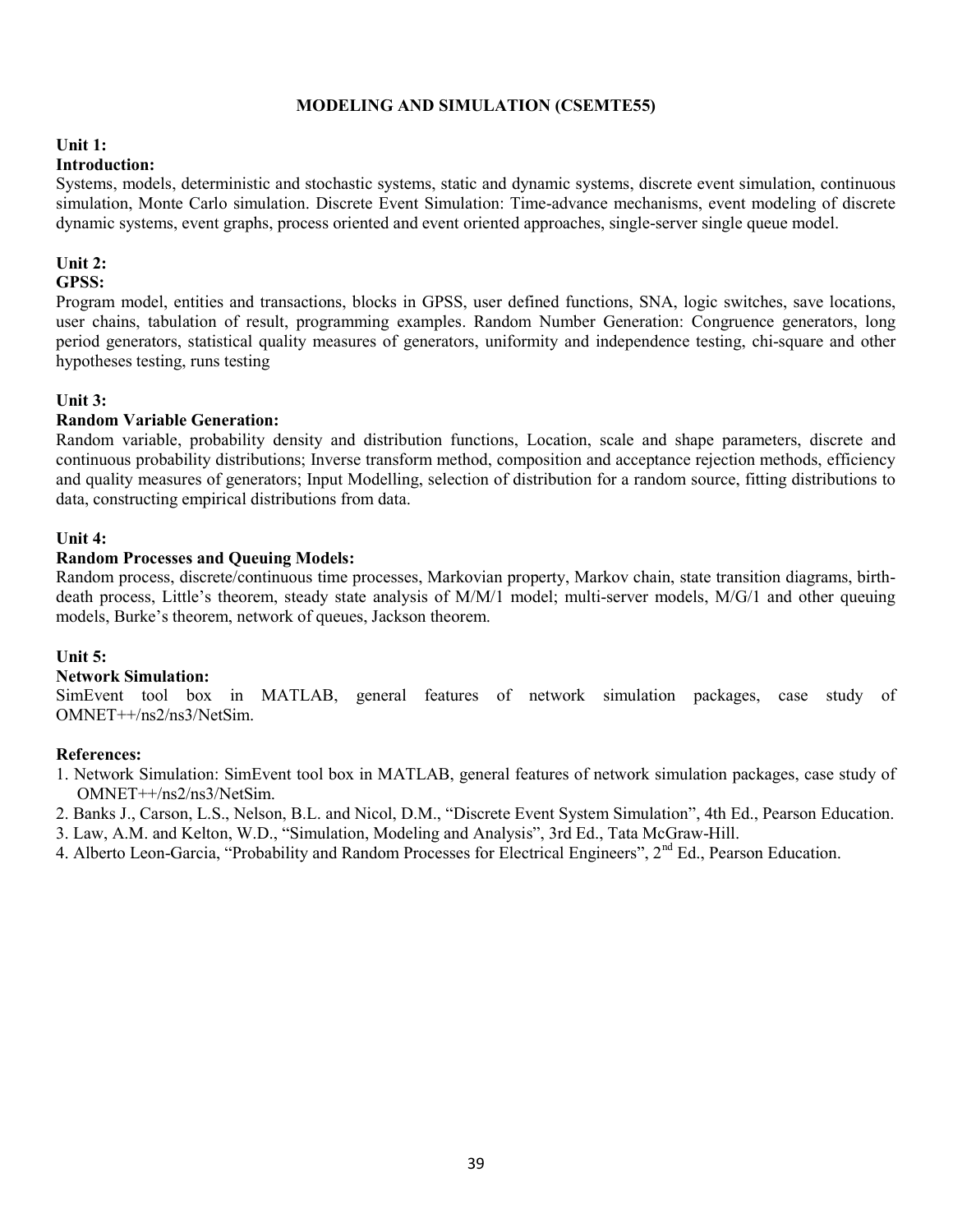# MODELING AND SIMULATION (CSEMTE55)

## Unit 1:

### Introduction:

Systems, models, deterministic and stochastic systems, static and dynamic systems, discrete event simulation, continuous simulation, Monte Carlo simulation. Discrete Event Simulation: Time-advance mechanisms, event modeling of discrete dynamic systems, event graphs, process oriented and event oriented approaches, single-server single queue model.

## Unit 2:

### GPSS:

Program model, entities and transactions, blocks in GPSS, user defined functions, SNA, logic switches, save locations, user chains, tabulation of result, programming examples. Random Number Generation: Congruence generators, long period generators, statistical quality measures of generators, uniformity and independence testing, chi-square and other hypotheses testing, runs testing

## Unit 3:

### Random Variable Generation:

Random variable, probability density and distribution functions, Location, scale and shape parameters, discrete and continuous probability distributions; Inverse transform method, composition and acceptance rejection methods, efficiency and quality measures of generators; Input Modelling, selection of distribution for a random source, fitting distributions to data, constructing empirical distributions from data.

## Unit 4:

### Random Processes and Queuing Models:

Random process, discrete/continuous time processes, Markovian property, Markov chain, state transition diagrams, birth-death process, Little's theorem, steady state analysis of M/M/1 model; multi-server models, M/G/1 and other queuing models, Burke's theorem, network of queues, Jackson theorem.

## Unit 5:

### Network Simulation:

SimEvent tool box in MATLAB, general features of network simulation packages, case study of OMNET++/ns2/ns3/NetSim.

### References:

1. Network Simulation: SimEvent tool box in MATLAB, general features of network simulation packages, case study of OMNET++/ns2/ns3/NetSim.
2. Banks J., Carson, L.S., Nelson, B.L. and Nicol, D.M., "Discrete Event System Simulation", 4th Ed., Pearson Education.
3. Law, A.M. and Kelton, W.D., "Simulation, Modeling and Analysis", 3rd Ed., Tata McGraw-Hill.
4. Alberto Leon-Garcia, "Probability and Random Processes for Electrical Engineers", 2nd Ed., Pearson Education.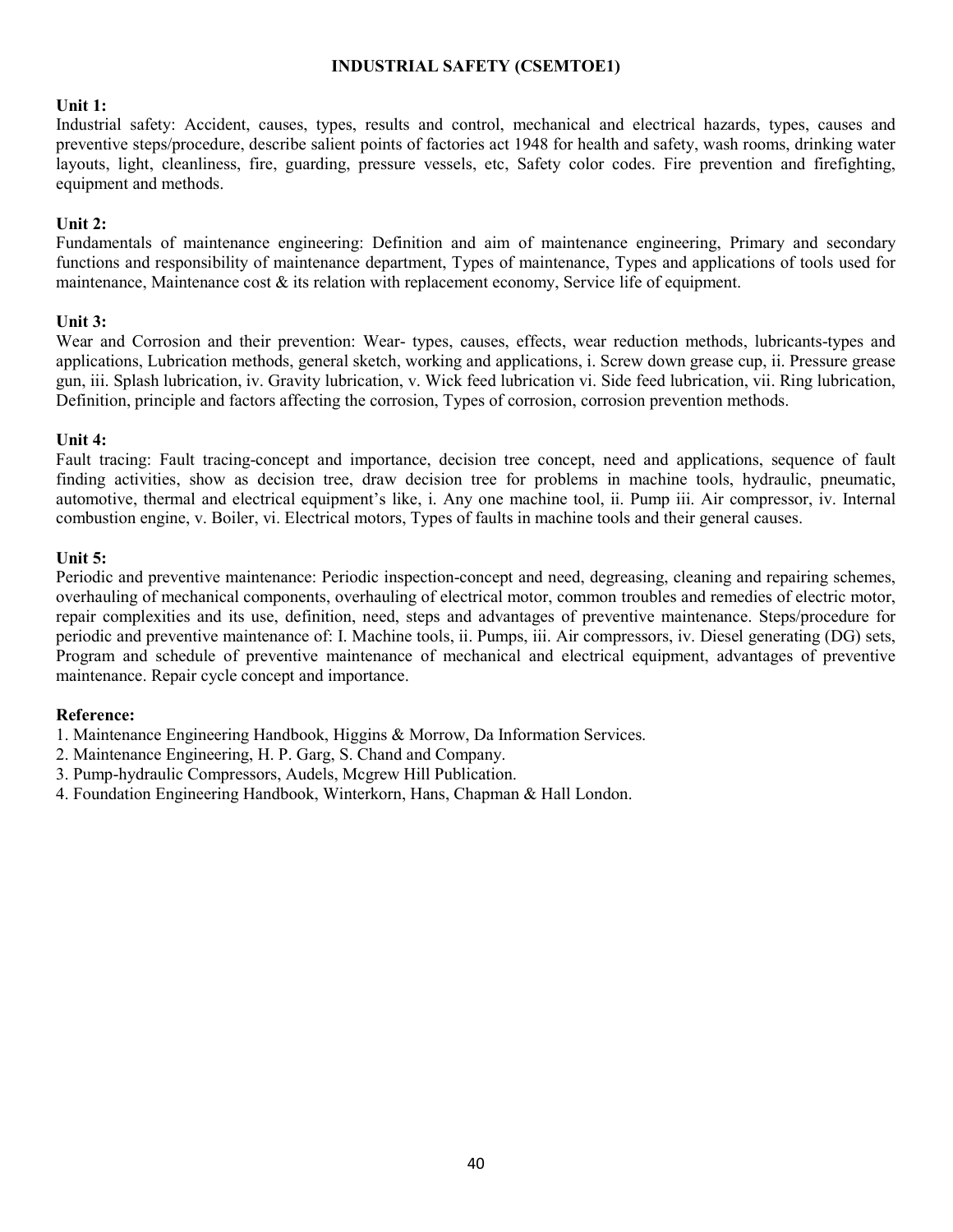## INDUSTRIAL SAFETY (CSEMTOE1)

**Unit 1:**
Industrial safety: Accident, causes, types, results and control, mechanical and electrical hazards, types, causes and preventive steps/procedure, describe salient points of factories act 1948 for health and safety, wash rooms, drinking water layouts, light, cleanliness, fire, guarding, pressure vessels, etc, Safety color codes. Fire prevention and firefighting, equipment and methods.

**Unit 2:**
Fundamentals of maintenance engineering: Definition and aim of maintenance engineering, Primary and secondary functions and responsibility of maintenance department, Types of maintenance, Types and applications of tools used for maintenance, Maintenance cost & its relation with replacement economy, Service life of equipment.

**Unit 3:**
Wear and Corrosion and their prevention: Wear- types, causes, effects, wear reduction methods, lubricants-types and applications, Lubrication methods, general sketch, working and applications, i. Screw down grease cup, ii. Pressure grease gun, iii. Splash lubrication, iv. Gravity lubrication, v. Wick feed lubrication vi. Side feed lubrication, vii. Ring lubrication, Definition, principle and factors affecting the corrosion, Types of corrosion, corrosion prevention methods.

**Unit 4:**
Fault tracing: Fault tracing-concept and importance, decision tree concept, need and applications, sequence of fault finding activities, show as decision tree, draw decision tree for problems in machine tools, hydraulic, pneumatic, automotive, thermal and electrical equipment's like, i. Any one machine tool, ii. Pump iii. Air compressor, iv. Internal combustion engine, v. Boiler, vi. Electrical motors, Types of faults in machine tools and their general causes.

**Unit 5:**
Periodic and preventive maintenance: Periodic inspection-concept and need, degreasing, cleaning and repairing schemes, overhauling of mechanical components, overhauling of electrical motor, common troubles and remedies of electric motor, repair complexities and its use, definition, need, steps and advantages of preventive maintenance. Steps/procedure for periodic and preventive maintenance of: I. Machine tools, ii. Pumps, iii. Air compressors, iv. Diesel generating (DG) sets, Program and schedule of preventive maintenance of mechanical and electrical equipment, advantages of preventive maintenance. Repair cycle concept and importance.

**Reference:**

1. Maintenance Engineering Handbook, Higgins & Morrow, Da Information Services.
2. Maintenance Engineering, H. P. Garg, S. Chand and Company.
3. Pump-hydraulic Compressors, Audels, Mcgrew Hill Publication.
4. Foundation Engineering Handbook, Winterkorn, Hans, Chapman & Hall London.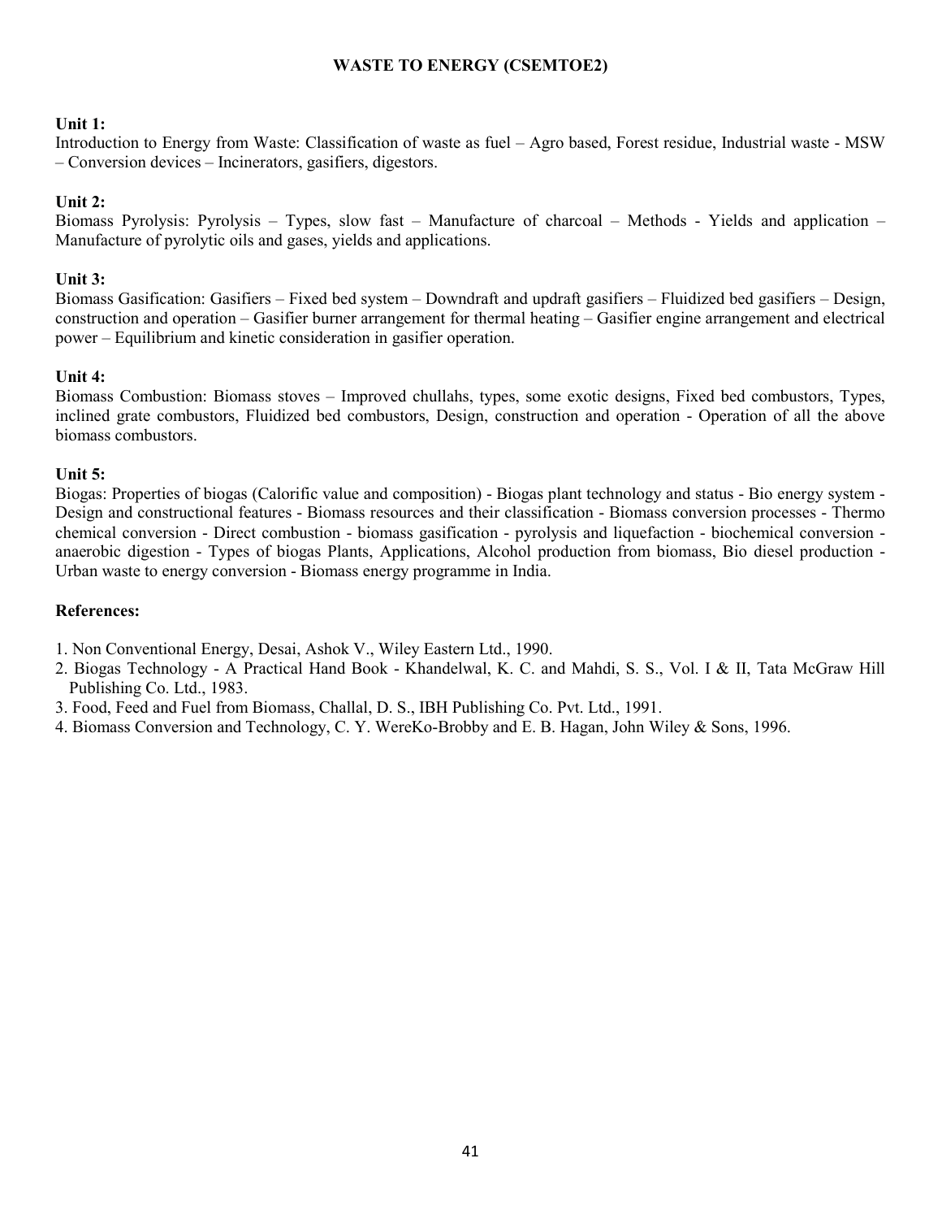# WASTE TO ENERGY (CSEMTOE2)

**Unit 1:**

Introduction to Energy from Waste: Classification of waste as fuel – Agro based, Forest residue, Industrial waste - MSW – Conversion devices – Incinerators, gasifiers, digestors.

**Unit 2:**

Biomass Pyrolysis: Pyrolysis – Types, slow fast – Manufacture of charcoal – Methods - Yields and application – Manufacture of pyrolytic oils and gases, yields and applications.

**Unit 3:**

Biomass Gasification: Gasifiers – Fixed bed system – Downdraft and updraft gasifiers – Fluidized bed gasifiers – Design, construction and operation – Gasifier burner arrangement for thermal heating – Gasifier engine arrangement and electrical power – Equilibrium and kinetic consideration in gasifier operation.

**Unit 4:**

Biomass Combustion: Biomass stoves – Improved chullahs, types, some exotic designs, Fixed bed combustors, Types, inclined grate combustors, Fluidized bed combustors, Design, construction and operation - Operation of all the above biomass combustors.

**Unit 5:**

Biogas: Properties of biogas (Calorific value and composition) - Biogas plant technology and status - Bio energy system - Design and constructional features - Biomass resources and their classification - Biomass conversion processes - Thermo chemical conversion - Direct combustion - biomass gasification - pyrolysis and liquefaction - biochemical conversion - anaerobic digestion - Types of biogas Plants, Applications, Alcohol production from biomass, Bio diesel production - Urban waste to energy conversion - Biomass energy programme in India.

**References:**

1. Non Conventional Energy, Desai, Ashok V., Wiley Eastern Ltd., 1990.
2. Biogas Technology - A Practical Hand Book - Khandelwal, K. C. and Mahdi, S. S., Vol. I & II, Tata McGraw Hill Publishing Co. Ltd., 1983.
3. Food, Feed and Fuel from Biomass, Challal, D. S., IBH Publishing Co. Pvt. Ltd., 1991.
4. Biomass Conversion and Technology, C. Y. WereKo-Brobby and E. B. Hagan, John Wiley & Sons, 1996.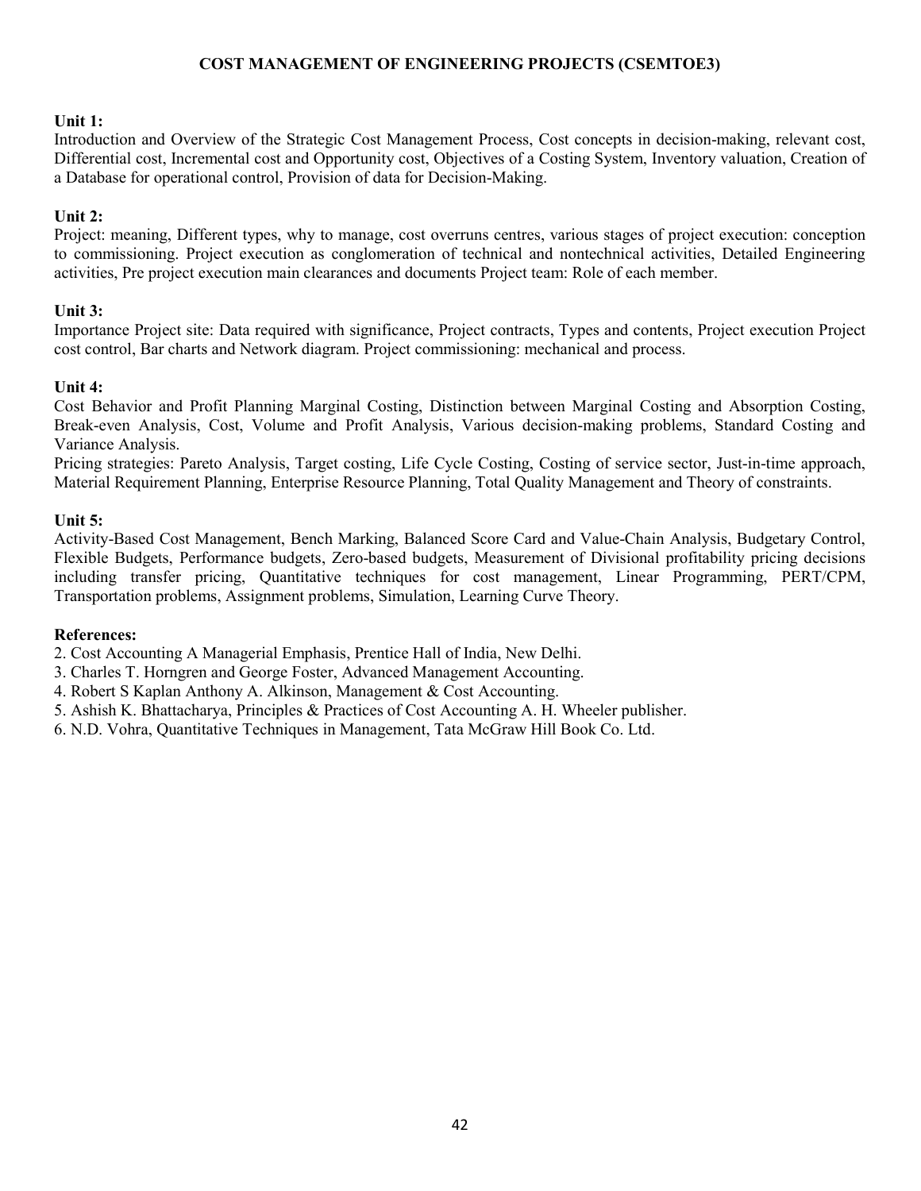## COST MANAGEMENT OF ENGINEERING PROJECTS (CSEMTOE3)

**Unit 1:**

Introduction and Overview of the Strategic Cost Management Process, Cost concepts in decision-making, relevant cost, Differential cost, Incremental cost and Opportunity cost, Objectives of a Costing System, Inventory valuation, Creation of a Database for operational control, Provision of data for Decision-Making.

**Unit 2:**

Project: meaning, Different types, why to manage, cost overruns centres, various stages of project execution: conception to commissioning. Project execution as conglomeration of technical and nontechnical activities, Detailed Engineering activities, Pre project execution main clearances and documents Project team: Role of each member.

**Unit 3:**

Importance Project site: Data required with significance, Project contracts, Types and contents, Project execution Project cost control, Bar charts and Network diagram. Project commissioning: mechanical and process.

**Unit 4:**

Cost Behavior and Profit Planning Marginal Costing, Distinction between Marginal Costing and Absorption Costing, Break-even Analysis, Cost, Volume and Profit Analysis, Various decision-making problems, Standard Costing and Variance Analysis.

Pricing strategies: Pareto Analysis, Target costing, Life Cycle Costing, Costing of service sector, Just-in-time approach, Material Requirement Planning, Enterprise Resource Planning, Total Quality Management and Theory of constraints.

**Unit 5:**

Activity-Based Cost Management, Bench Marking, Balanced Score Card and Value-Chain Analysis, Budgetary Control, Flexible Budgets, Performance budgets, Zero-based budgets, Measurement of Divisional profitability pricing decisions including transfer pricing, Quantitative techniques for cost management, Linear Programming, PERT/CPM, Transportation problems, Assignment problems, Simulation, Learning Curve Theory.

**References:**

2. Cost Accounting A Managerial Emphasis, Prentice Hall of India, New Delhi.
3. Charles T. Horngren and George Foster, Advanced Management Accounting.
4. Robert S Kaplan Anthony A. Alkinson, Management & Cost Accounting.
5. Ashish K. Bhattacharya, Principles & Practices of Cost Accounting A. H. Wheeler publisher.
6. N.D. Vohra, Quantitative Techniques in Management, Tata McGraw Hill Book Co. Ltd.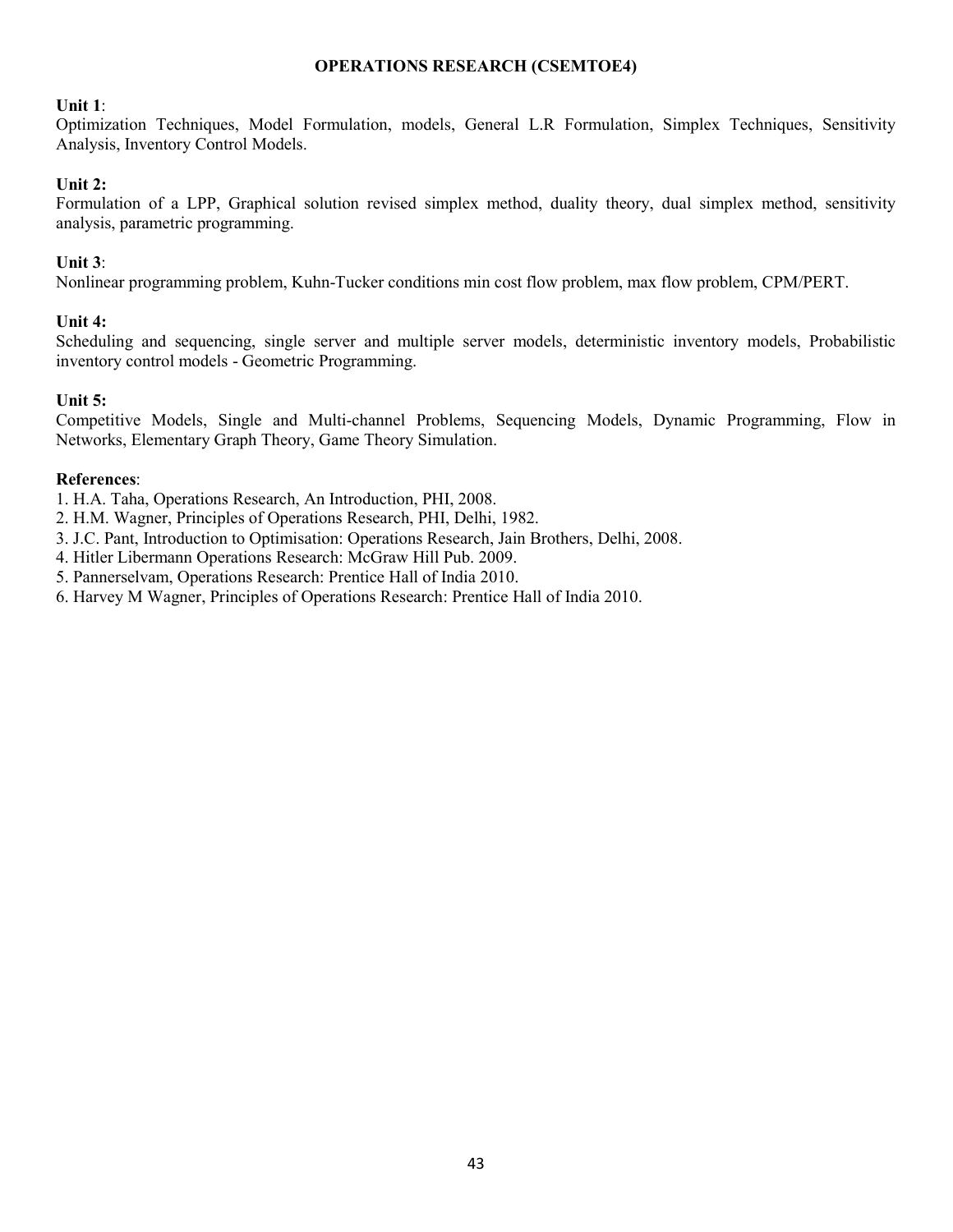## OPERATIONS RESEARCH (CSEMTOE4)

**Unit 1**:
Optimization Techniques, Model Formulation, models, General L.R Formulation, Simplex Techniques, Sensitivity Analysis, Inventory Control Models.

**Unit 2:**
Formulation of a LPP, Graphical solution revised simplex method, duality theory, dual simplex method, sensitivity analysis, parametric programming.

**Unit 3**:
Nonlinear programming problem, Kuhn-Tucker conditions min cost flow problem, max flow problem, CPM/PERT.

**Unit 4:**
Scheduling and sequencing, single server and multiple server models, deterministic inventory models, Probabilistic inventory control models - Geometric Programming.

**Unit 5:**
Competitive Models, Single and Multi-channel Problems, Sequencing Models, Dynamic Programming, Flow in Networks, Elementary Graph Theory, Game Theory Simulation.

**References**:
1. H.A. Taha, Operations Research, An Introduction, PHI, 2008.
2. H.M. Wagner, Principles of Operations Research, PHI, Delhi, 1982.
3. J.C. Pant, Introduction to Optimisation: Operations Research, Jain Brothers, Delhi, 2008.
4. Hitler Libermann Operations Research: McGraw Hill Pub. 2009.
5. Pannerselvam, Operations Research: Prentice Hall of India 2010.
6. Harvey M Wagner, Principles of Operations Research: Prentice Hall of India 2010.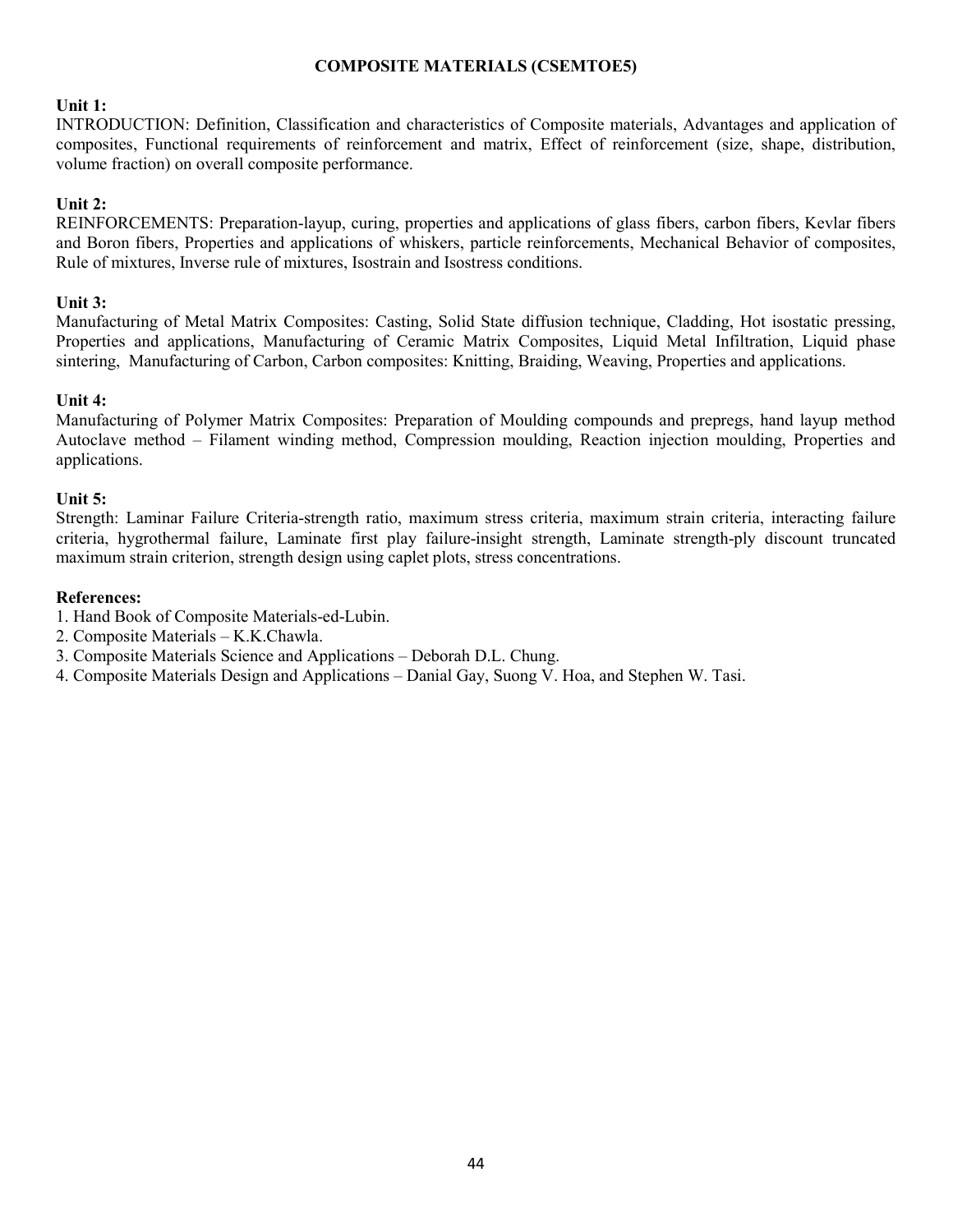## COMPOSITE MATERIALS (CSEMTOE5)

**Unit 1:**

INTRODUCTION: Definition, Classification and characteristics of Composite materials, Advantages and application of composites, Functional requirements of reinforcement and matrix, Effect of reinforcement (size, shape, distribution, volume fraction) on overall composite performance.

**Unit 2:**

REINFORCEMENTS: Preparation-layup, curing, properties and applications of glass fibers, carbon fibers, Kevlar fibers and Boron fibers, Properties and applications of whiskers, particle reinforcements, Mechanical Behavior of composites, Rule of mixtures, Inverse rule of mixtures, Isostrain and Isostress conditions.

**Unit 3:**

Manufacturing of Metal Matrix Composites: Casting, Solid State diffusion technique, Cladding, Hot isostatic pressing, Properties and applications, Manufacturing of Ceramic Matrix Composites, Liquid Metal Infiltration, Liquid phase sintering, Manufacturing of Carbon, Carbon composites: Knitting, Braiding, Weaving, Properties and applications.

**Unit 4:**

Manufacturing of Polymer Matrix Composites: Preparation of Moulding compounds and prepregs, hand layup method Autoclave method – Filament winding method, Compression moulding, Reaction injection moulding, Properties and applications.

**Unit 5:**

Strength: Laminar Failure Criteria-strength ratio, maximum stress criteria, maximum strain criteria, interacting failure criteria, hygrothermal failure, Laminate first play failure-insight strength, Laminate strength-ply discount truncated maximum strain criterion, strength design using caplet plots, stress concentrations.

**References:**

1. Hand Book of Composite Materials-ed-Lubin.
2. Composite Materials – K.K.Chawla.
3. Composite Materials Science and Applications – Deborah D.L. Chung.
4. Composite Materials Design and Applications – Danial Gay, Suong V. Hoa, and Stephen W. Tasi.